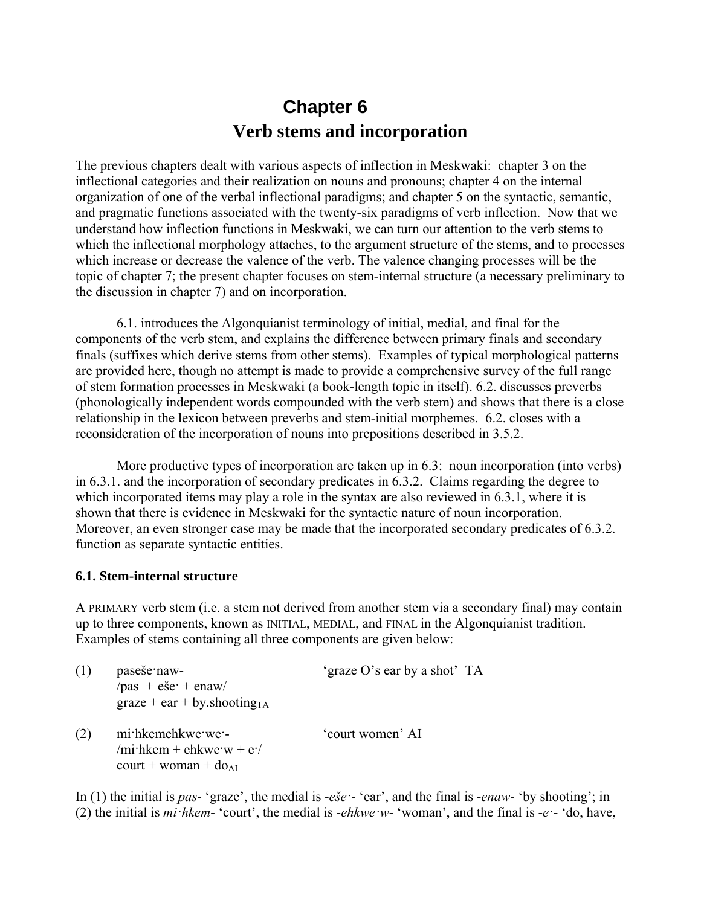# Chapter 6

## Verb stems and incorporation

The previous chapters dealt with various aspects of inflection in Meskwaki: chapter 3 on the inflectional categories and their realization on nouns and pronouns; chapter 4 on the internal organization of one of the verbal inflectional paradigms; and chapter 5 on the syntactic, semantic, and pragmatic functions associated with the twenty-six paradigms of verb inflection. Now that we understand how inflection functions in Meskwaki, we can turn our attention to the verb stems to which the inflectional morphology attaches, to the argument structure of the stems, and to processes which increase or decrease the valence of the verb. The valence changing processes will be the topic of chapter 7; the present chapter focuses on stem-internal structure (a necessary preliminary to the discussion in chapter 7) and on incorporation.

6.1. introduces the Algonquianist terminology of initial, medial, and final for the components of the verb stem, and explains the difference between primary finals and secondary finals (suffixes which derive stems from other stems). Examples of typical morphological patterns are provided here, though no attempt is made to provide a comprehensive survey of the full range of stem formation processes in Meskwaki (a book-length topic in itself). 6.2. discusses preverbs (phonologically independent words compounded with the verb stem) and shows that there is a close relationship in the lexicon between preverbs and stem-initial morphemes. 6.2. closes with a reconsideration of the incorporation of nouns into prepositions described in 3.5.2.

More productive types of incorporation are taken up in 6.3: noun incorporation (into verbs) in 6.3.1. and the incorporation of secondary predicates in 6.3.2. Claims regarding the degree to which incorporated items may play a role in the syntax are also reviewed in 6.3.1, where it is shown that there is evidence in Meskwaki for the syntactic nature of noun incorporation. Moreover, an even stronger case may be made that the incorporated secondary predicates of 6.3.2. function as separate syntactic entities.

### 6.1. Stem-internal structure

A PRIMARY verb stem (i.e. a stem not derived from another stem via a secondary final) may contain up to three components, known as INITIAL, MEDIAL, and FINAL in the Algonquianist tradition. Examples of stems containing all three components are given below:

(1) paseše·naw- ‘graze O’s ear by a shot’ TA
/pas + eše· + enaw/
graze + ear + by.shooting$_{TA}$

(2) mi·hkemehkwe·we·- ‘court women’ AI
/mi·hkem + ehkwe·w + e·/
court + woman + do$_{AI}$

In (1) the initial is *pas*- ‘graze’, the medial is -*eše·*- ‘ear’, and the final is -*enaw*- ‘by shooting’; in (2) the initial is *mi·hkem*- ‘court’, the medial is -*ehkwe·w*- ‘woman’, and the final is -*e·*- ‘do, have,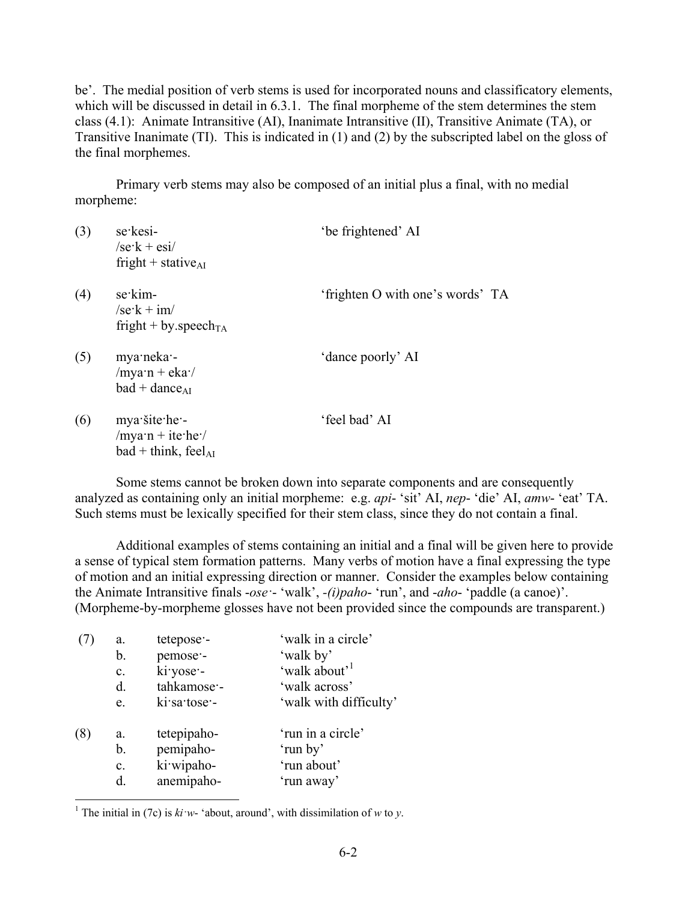be'. The medial position of verb stems is used for incorporated nouns and classificatory elements, which will be discussed in detail in 6.3.1. The final morpheme of the stem determines the stem class (4.1): Animate Intransitive (AI), Inanimate Intransitive (II), Transitive Animate (TA), or Transitive Inanimate (TI). This is indicated in (1) and (2) by the subscripted label on the gloss of the final morphemes.

Primary verb stems may also be composed of an initial plus a final, with no medial morpheme:

(3) se·kesi- &nbsp;&nbsp;&nbsp;&nbsp; 'be frightened' AI
&nbsp;&nbsp;&nbsp;&nbsp;/se·k + esi/
&nbsp;&nbsp;&nbsp;&nbsp;fright + stative$_{\text{AI}}$

(4) se·kim- &nbsp;&nbsp;&nbsp;&nbsp; 'frighten O with one's words' TA
&nbsp;&nbsp;&nbsp;&nbsp;/se·k + im/
&nbsp;&nbsp;&nbsp;&nbsp;fright + by.speech$_{\text{TA}}$

(5) mya·neka·- &nbsp;&nbsp;&nbsp;&nbsp; 'dance poorly' AI
&nbsp;&nbsp;&nbsp;&nbsp;/mya·n + eka·/
&nbsp;&nbsp;&nbsp;&nbsp;bad + dance$_{\text{AI}}$

(6) mya·šite·he·- &nbsp;&nbsp;&nbsp;&nbsp; 'feel bad' AI
&nbsp;&nbsp;&nbsp;&nbsp;/mya·n + ite·he·/
&nbsp;&nbsp;&nbsp;&nbsp;bad + think, feel$_{\text{AI}}$

Some stems cannot be broken down into separate components and are consequently analyzed as containing only an initial morpheme: e.g. *api-* 'sit' AI, *nep-* 'die' AI, *amw-* 'eat' TA. Such stems must be lexically specified for their stem class, since they do not contain a final.

Additional examples of stems containing an initial and a final will be given here to provide a sense of typical stem formation patterns. Many verbs of motion have a final expressing the type of motion and an initial expressing direction or manner. Consider the examples below containing the Animate Intransitive finals *-ose·-* 'walk', *-(i)paho-* 'run', and *-aho-* 'paddle (a canoe)'. (Morpheme-by-morpheme glosses have not been provided since the compounds are transparent.)

(7)
a. tetepose·- &nbsp;&nbsp;&nbsp;&nbsp; 'walk in a circle'
b. pemose·- &nbsp;&nbsp;&nbsp;&nbsp; 'walk by'
c. ki·yose·- &nbsp;&nbsp;&nbsp;&nbsp; 'walk about'[1]
d. tahkamose·- &nbsp;&nbsp;&nbsp;&nbsp; 'walk across'
e. ki·sa·tose·- &nbsp;&nbsp;&nbsp;&nbsp; 'walk with difficulty'

(8)
a. tetepipaho- &nbsp;&nbsp;&nbsp;&nbsp; 'run in a circle'
b. pemipaho- &nbsp;&nbsp;&nbsp;&nbsp; 'run by'
c. ki·wipaho- &nbsp;&nbsp;&nbsp;&nbsp; 'run about'
d. anemipaho- &nbsp;&nbsp;&nbsp;&nbsp; 'run away'

---

[1] The initial in (7c) is *ki·w-* 'about, around', with dissimilation of *w* to *y*.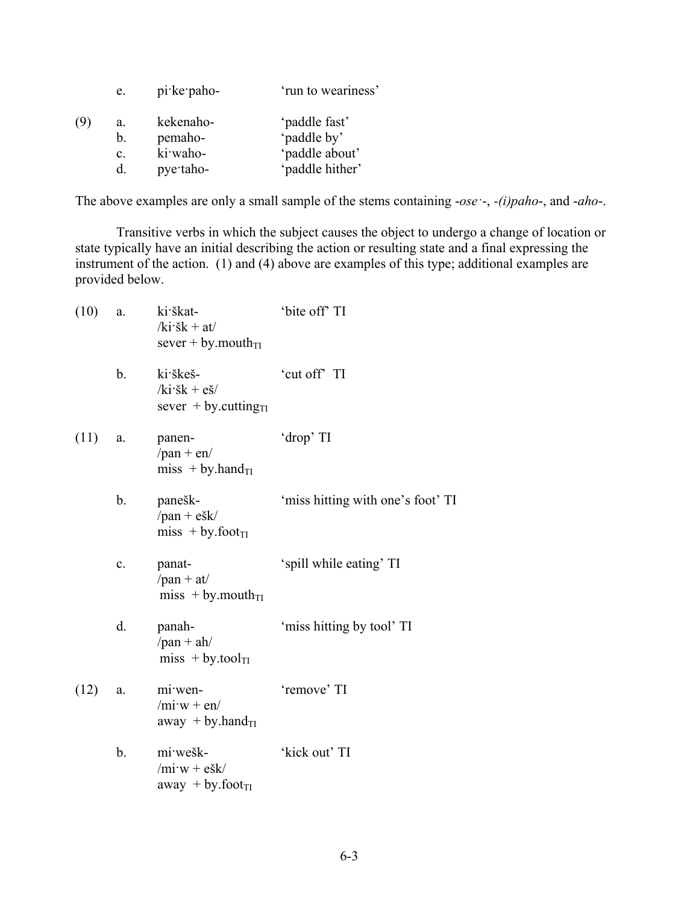| | | | |
|---|---|---|---|
| | e. | pi·ke·paho- | 'run to weariness' |
| (9) | a. | kekenaho- | 'paddle fast' |
| | b. | pemaho- | 'paddle by' |
| | c. | ki·waho- | 'paddle about' |
| | d. | pye·taho- | 'paddle hither' |

The above examples are only a small sample of the stems containing *-ose·-*, *-(i)paho-*, and *-aho-*.

Transitive verbs in which the subject causes the object to undergo a change of location or state typically have an initial describing the action or resulting state and a final expressing the instrument of the action. (1) and (4) above are examples of this type; additional examples are provided below.

(10) a. ki·škat- 'bite off' TI
/ki·šk + at/
sever + by.mouth$_{TI}$

b. ki·škeš- 'cut off' TI
/ki·šk + eš/
sever + by.cutting$_{TI}$

(11) a. panen- 'drop' TI
/pan + en/
miss + by.hand$_{TI}$

b. panešk- 'miss hitting with one's foot' TI
/pan + ešk/
miss + by.foot$_{TI}$

c. panat- 'spill while eating' TI
/pan + at/
miss + by.mouth$_{TI}$

d. panah- 'miss hitting by tool' TI
/pan + ah/
miss + by.tool$_{TI}$

(12) a. mi·wen- 'remove' TI
/mi·w + en/
away + by.hand$_{TI}$

b. mi·wešk- 'kick out' TI
/mi·w + ešk/
away + by.foot$_{TI}$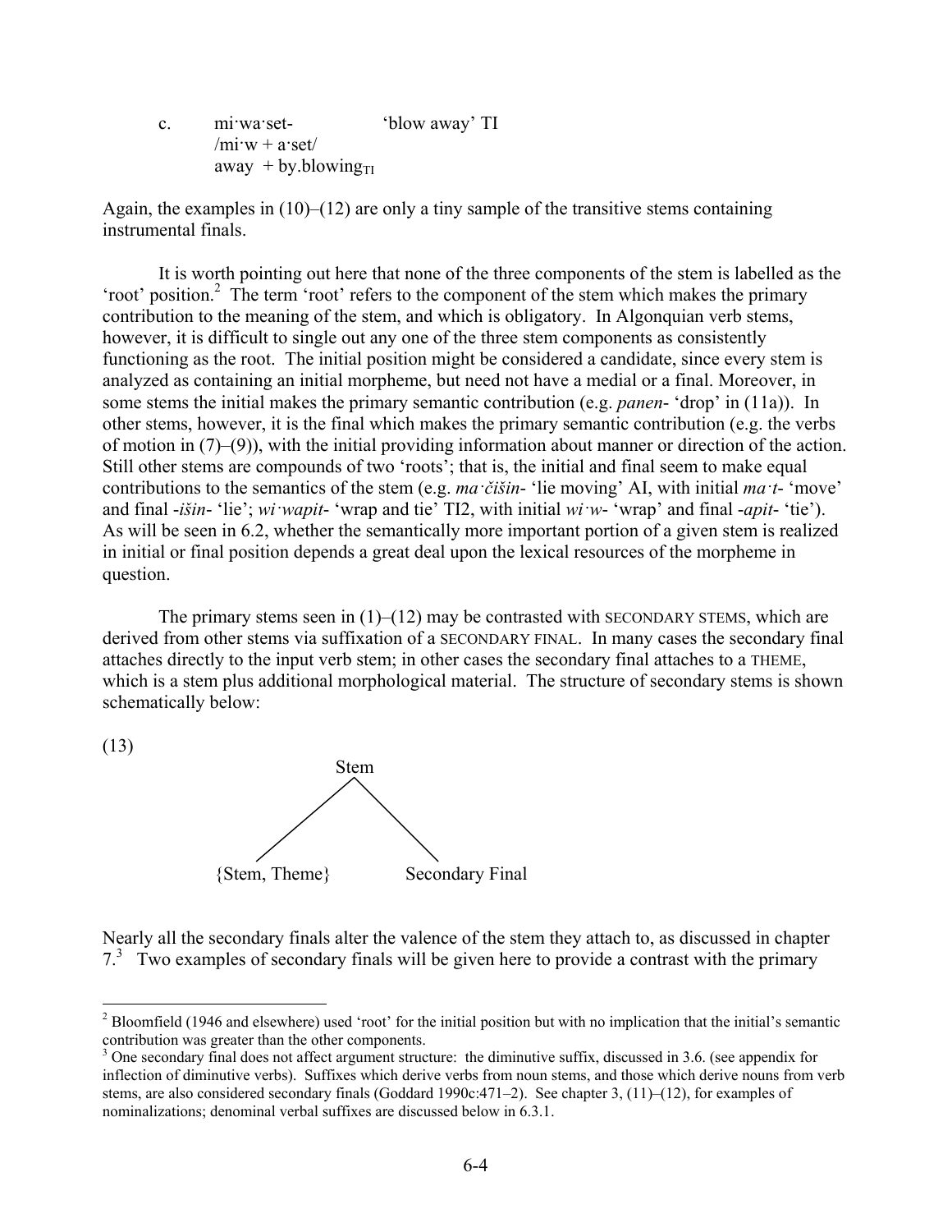c. mi·wa·set- 'blow away' TI
/mi·w + a·set/
away + by.blowing$_{TI}$

Again, the examples in (10)–(12) are only a tiny sample of the transitive stems containing instrumental finals.

It is worth pointing out here that none of the three components of the stem is labelled as the 'root' position.[2] The term 'root' refers to the component of the stem which makes the primary contribution to the meaning of the stem, and which is obligatory. In Algonquian verb stems, however, it is difficult to single out any one of the three stem components as consistently functioning as the root. The initial position might be considered a candidate, since every stem is analyzed as containing an initial morpheme, but need not have a medial or a final. Moreover, in some stems the initial makes the primary semantic contribution (e.g. *panen-* 'drop' in (11a)). In other stems, however, it is the final which makes the primary semantic contribution (e.g. the verbs of motion in (7)–(9)), with the initial providing information about manner or direction of the action. Still other stems are compounds of two 'roots'; that is, the initial and final seem to make equal contributions to the semantics of the stem (e.g. *ma·čišin-* 'lie moving' AI, with initial *ma·t-* 'move' and final *-išin-* 'lie'; *wi·wapit-* 'wrap and tie' TI2, with initial *wi·w-* 'wrap' and final *-apit-* 'tie'). As will be seen in 6.2, whether the semantically more important portion of a given stem is realized in initial or final position depends a great deal upon the lexical resources of the morpheme in question.

The primary stems seen in (1)–(12) may be contrasted with SECONDARY STEMS, which are derived from other stems via suffixation of a SECONDARY FINAL. In many cases the secondary final attaches directly to the input verb stem; in other cases the secondary final attaches to a THEME, which is a stem plus additional morphological material. The structure of secondary stems is shown schematically below:

(13)

```
            Stem
           /    \
{Stem, Theme}   Secondary Final
```

Nearly all the secondary finals alter the valence of the stem they attach to, as discussed in chapter 7.[3] Two examples of secondary finals will be given here to provide a contrast with the primary

---

[2] Bloomfield (1946 and elsewhere) used 'root' for the initial position but with no implication that the initial's semantic contribution was greater than the other components.

[3] One secondary final does not affect argument structure: the diminutive suffix, discussed in 3.6. (see appendix for inflection of diminutive verbs). Suffixes which derive verbs from noun stems, and those which derive nouns from verb stems, are also considered secondary finals (Goddard 1990c:471–2). See chapter 3, (11)–(12), for examples of nominalizations; denominal verbal suffixes are discussed below in 6.3.1.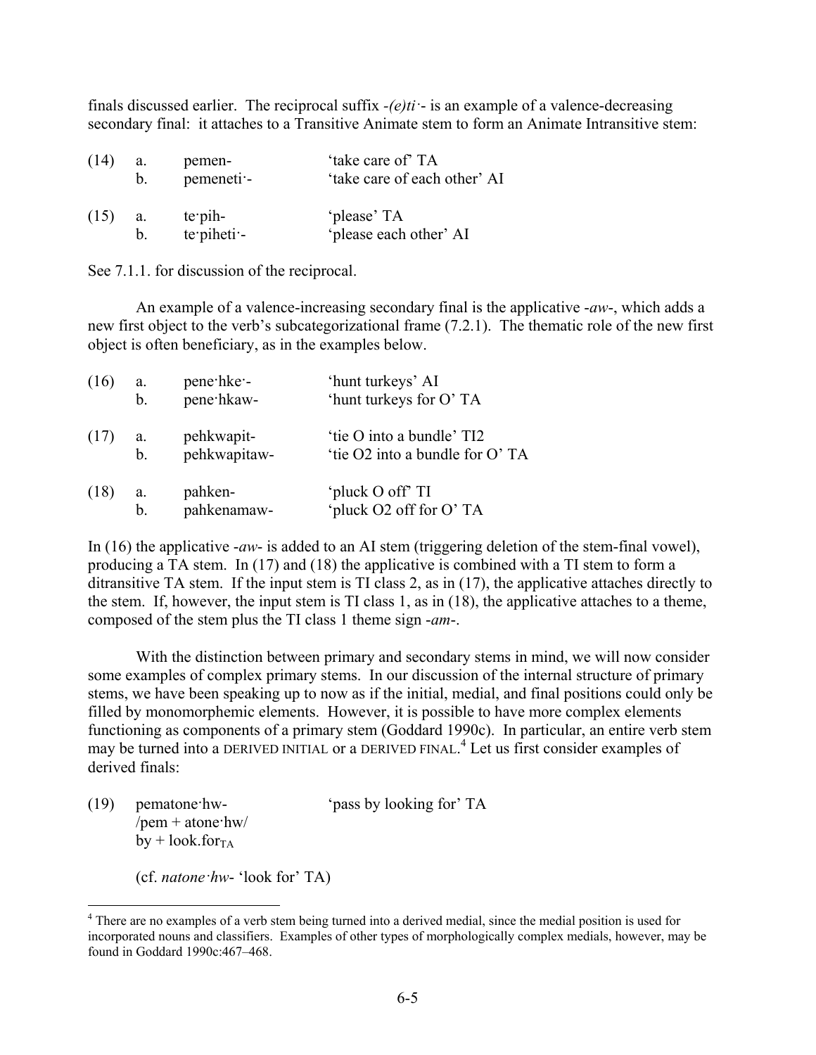finals discussed earlier. The reciprocal suffix *-(e)ti·-* is an example of a valence-decreasing secondary final: it attaches to a Transitive Animate stem to form an Animate Intransitive stem:

| | | | |
|---|---|---|---|
| (14) | a. | pemen- | 'take care of' TA |
| | b. | pemeneti·- | 'take care of each other' AI |
| (15) | a. | te·pih- | 'please' TA |
| | b. | te·piheti·- | 'please each other' AI |

See 7.1.1. for discussion of the reciprocal.

An example of a valence-increasing secondary final is the applicative *-aw-*, which adds a new first object to the verb's subcategorizational frame (7.2.1). The thematic role of the new first object is often beneficiary, as in the examples below.

| | | | |
|---|---|---|---|
| (16) | a. | pene·hke·- | 'hunt turkeys' AI |
| | b. | pene·hkaw- | 'hunt turkeys for O' TA |
| (17) | a. | pehkwapit- | 'tie O into a bundle' TI2 |
| | b. | pehkwapitaw- | 'tie O2 into a bundle for O' TA |
| (18) | a. | pahken- | 'pluck O off' TI |
| | b. | pahkenamaw- | 'pluck O2 off for O' TA |

In (16) the applicative *-aw-* is added to an AI stem (triggering deletion of the stem-final vowel), producing a TA stem. In (17) and (18) the applicative is combined with a TI stem to form a ditransitive TA stem. If the input stem is TI class 2, as in (17), the applicative attaches directly to the stem. If, however, the input stem is TI class 1, as in (18), the applicative attaches to a theme, composed of the stem plus the TI class 1 theme sign *-am-*.

With the distinction between primary and secondary stems in mind, we will now consider some examples of complex primary stems. In our discussion of the internal structure of primary stems, we have been speaking up to now as if the initial, medial, and final positions could only be filled by monomorphemic elements. However, it is possible to have more complex elements functioning as components of a primary stem (Goddard 1990c). In particular, an entire verb stem may be turned into a DERIVED INITIAL or a DERIVED FINAL.[4] Let us first consider examples of derived finals:

(19) pematone·hw- 'pass by looking for' TA
/pem + atone·hw/
by + look.for$_{TA}$

(cf. *natone·hw-* 'look for' TA)

[4] There are no examples of a verb stem being turned into a derived medial, since the medial position is used for incorporated nouns and classifiers. Examples of other types of morphologically complex medials, however, may be found in Goddard 1990c:467–468.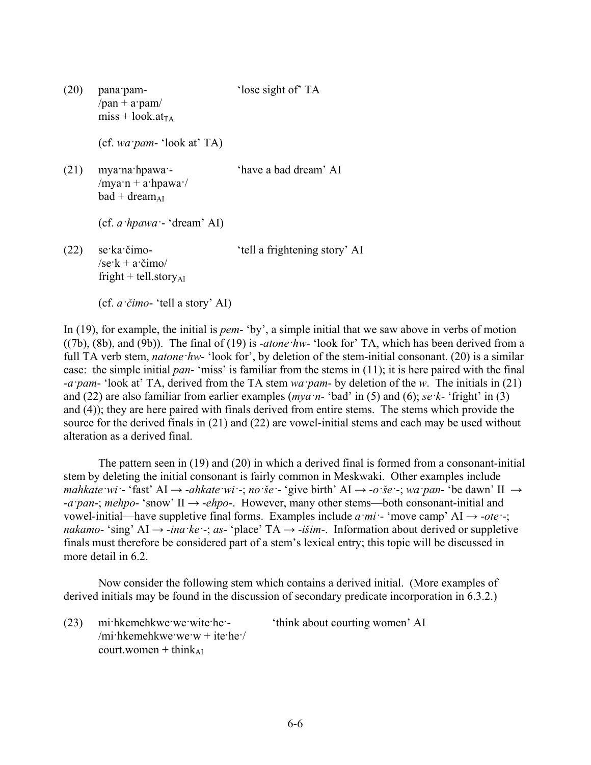(20) pana·pam- 'lose sight of' TA
/pan + a·pam/
miss + look.at$_{TA}$

(cf. *wa·pam-* 'look at' TA)

(21) mya·na·hpawa·- 'have a bad dream' AI
/mya·n + a·hpawa·/
bad + dream$_{AI}$

(cf. *a·hpawa·-* 'dream' AI)

(22) se·ka·čimo- 'tell a frightening story' AI
/se·k + a·čimo/
fright + tell.story$_{AI}$

(cf. *a·čimo-* 'tell a story' AI)

In (19), for example, the initial is *pem-* 'by', a simple initial that we saw above in verbs of motion ((7b), (8b), and (9b)). The final of (19) is *-atone·hw-* 'look for' TA, which has been derived from a full TA verb stem, *natone·hw-* 'look for', by deletion of the stem-initial consonant. (20) is a similar case: the simple initial *pan-* 'miss' is familiar from the stems in (11); it is here paired with the final *-a·pam-* 'look at' TA, derived from the TA stem *wa·pam-* by deletion of the *w*. The initials in (21) and (22) are also familiar from earlier examples (*mya·n-* 'bad' in (5) and (6); *se·k-* 'fright' in (3) and (4)); they are here paired with finals derived from entire stems. The stems which provide the source for the derived finals in (21) and (22) are vowel-initial stems and each may be used without alteration as a derived final.

The pattern seen in (19) and (20) in which a derived final is formed from a consonant-initial stem by deleting the initial consonant is fairly common in Meskwaki. Other examples include *mahkate·wi·-* 'fast' AI → *-ahkate·wi·-*; *no·še·-* 'give birth' AI → *-o·še·-*; *wa·pan-* 'be dawn' II → *-a·pan-*; *mehpo-* 'snow' II → *-ehpo-*. However, many other stems—both consonant-initial and vowel-initial—have suppletive final forms. Examples include *a·mi·-* 'move camp' AI → *-ote·-*; *nakamo-* 'sing' AI → *-ina·ke·-*; *as-* 'place' TA → *-išim-*. Information about derived or suppletive finals must therefore be considered part of a stem's lexical entry; this topic will be discussed in more detail in 6.2.

Now consider the following stem which contains a derived initial. (More examples of derived initials may be found in the discussion of secondary predicate incorporation in 6.3.2.)

(23) mi·hkemehkwe·we·wite·he·- 'think about courting women' AI
/mi·hkemehkwe·we·w + ite·he·/
court.women + think$_{AI}$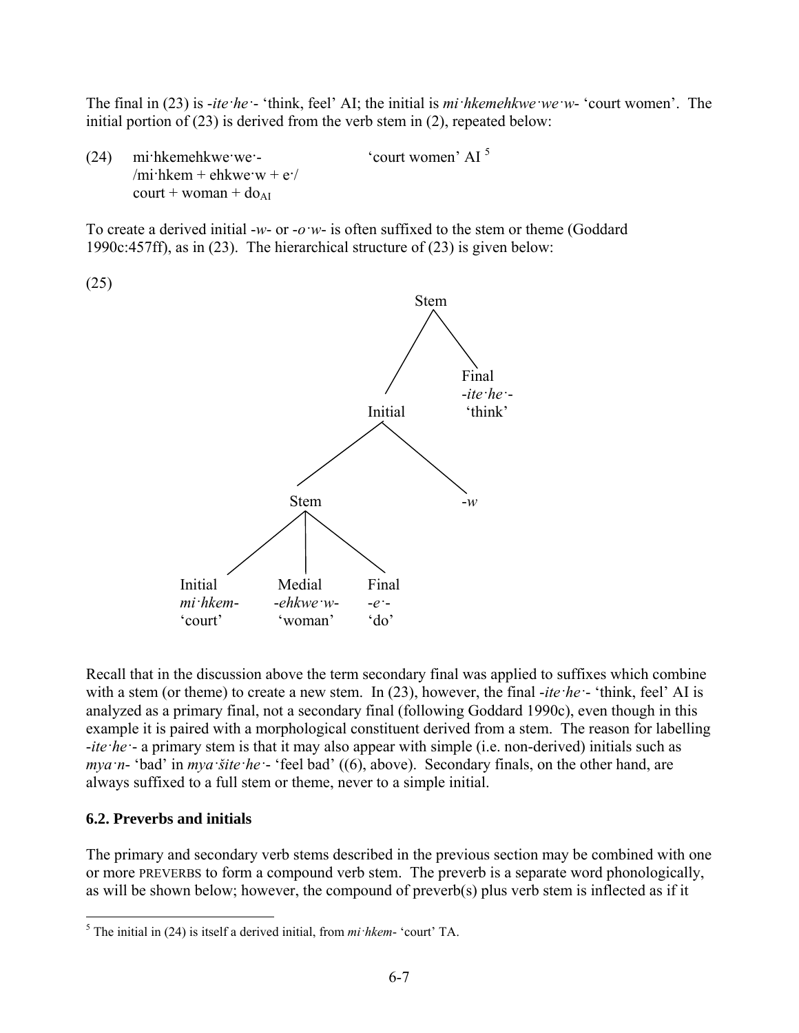The final in (23) is *-ite·he·-* 'think, feel' AI; the initial is *mi·hkemehkwe·we·w-* 'court women'. The initial portion of (23) is derived from the verb stem in (2), repeated below:

(24) mi·hkemehkwe·we·- 'court women' AI [5]
/mi·hkem + ehkwe·w + e·/
court + woman + $do_{AI}$

To create a derived initial *-w-* or *-o·w-* is often suffixed to the stem or theme (Goddard 1990c:457ff), as in (23). The hierarchical structure of (23) is given below:

(25)

```
                         Stem
                        /    \
                   Initial    Final
                  /      \    -ite·he·-
              Stem        -w   'think'
            /   |   \
     Initial  Medial   Final
     mi·hkem- -ehkwe·w- -e·-
     'court'  'woman'   'do'
```

Recall that in the discussion above the term secondary final was applied to suffixes which combine with a stem (or theme) to create a new stem. In (23), however, the final *-ite·he·-* 'think, feel' AI is analyzed as a primary final, not a secondary final (following Goddard 1990c), even though in this example it is paired with a morphological constituent derived from a stem. The reason for labelling *-ite·he·-* a primary stem is that it may also appear with simple (i.e. non-derived) initials such as *mya·n-* 'bad' in *mya·šite·he·-* 'feel bad' ((6), above). Secondary finals, on the other hand, are always suffixed to a full stem or theme, never to a simple initial.

### 6.2. Preverbs and initials

The primary and secondary verb stems described in the previous section may be combined with one or more PREVERBS to form a compound verb stem. The preverb is a separate word phonologically, as will be shown below; however, the compound of preverb(s) plus verb stem is inflected as if it

[5] The initial in (24) is itself a derived initial, from *mi·hkem-* 'court' TA.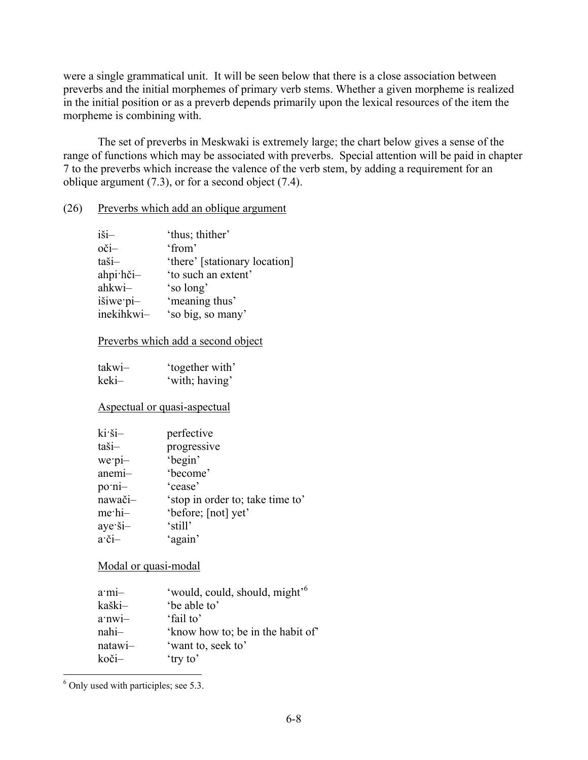were a single grammatical unit. It will be seen below that there is a close association between preverbs and the initial morphemes of primary verb stems. Whether a given morpheme is realized in the initial position or as a preverb depends primarily upon the lexical resources of the item the morpheme is combining with.

The set of preverbs in Meskwaki is extremely large; the chart below gives a sense of the range of functions which may be associated with preverbs. Special attention will be paid in chapter 7 to the preverbs which increase the valence of the verb stem, by adding a requirement for an oblique argument (7.3), or for a second object (7.4).

(26) Preverbs which add an oblique argument

| | |
|---|---|
| iši– | 'thus; thither' |
| oči– | 'from' |
| taši– | 'there' [stationary location] |
| ahpi·hči– | 'to such an extent' |
| ahkwi– | 'so long' |
| išiwe·pi– | 'meaning thus' |
| inekihkwi– | 'so big, so many' |

Preverbs which add a second object

| | |
|---|---|
| takwi– | 'together with' |
| keki– | 'with; having' |

Aspectual or quasi-aspectual

| | |
|---|---|
| ki·ši– | perfective |
| taši– | progressive |
| we·pi– | 'begin' |
| anemi– | 'become' |
| po·ni– | 'cease' |
| nawači– | 'stop in order to; take time to' |
| me·hi– | 'before; [not] yet' |
| aye·ši– | 'still' |
| a·či– | 'again' |

Modal or quasi-modal

| | |
|---|---|
| a·mi– | 'would, could, should, might'[6] |
| kaški– | 'be able to' |
| a·nwi– | 'fail to' |
| nahi– | 'know how to; be in the habit of' |
| natawi– | 'want to, seek to' |
| koči– | 'try to' |

[6] Only used with participles; see 5.3.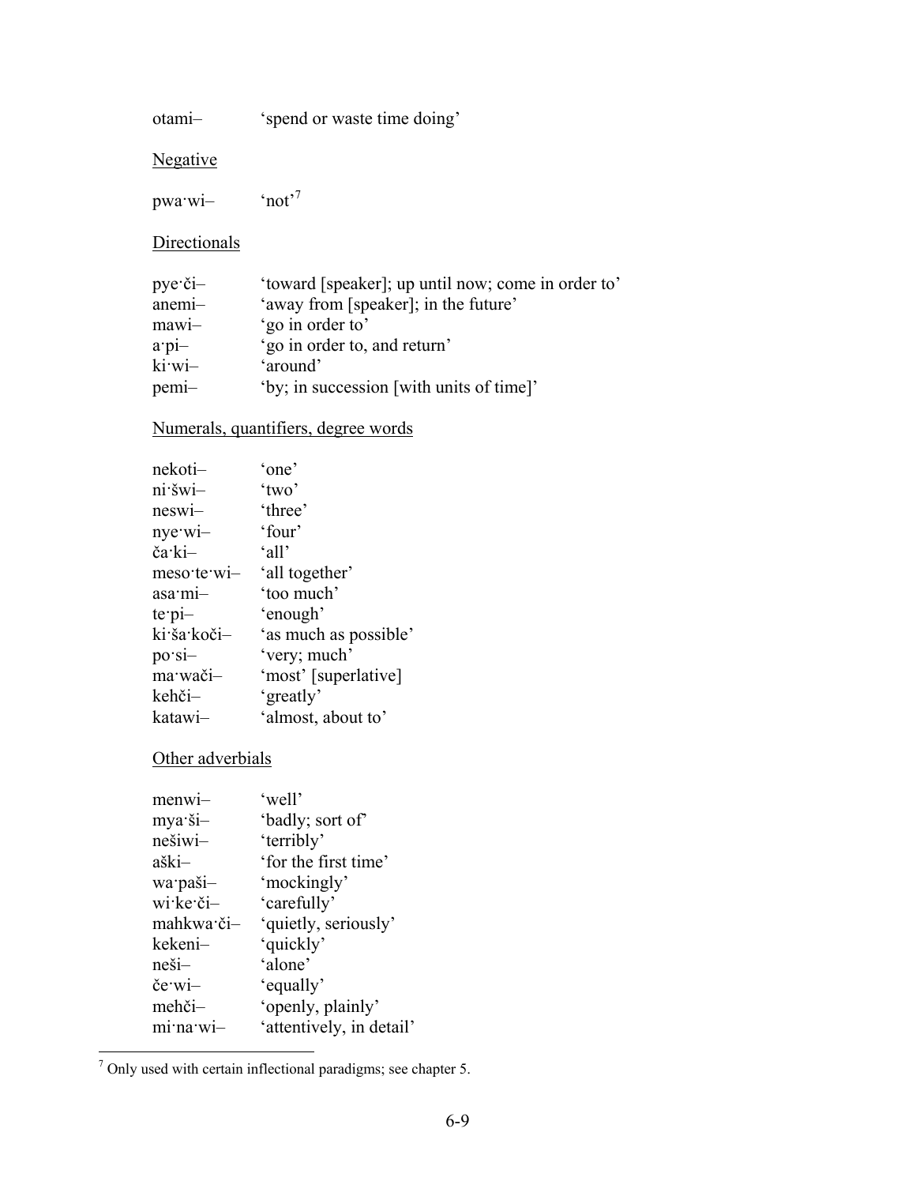otami– 'spend or waste time doing'

Negative

pwa·wi– 'not'[7]

Directionals

pye·či– 'toward [speaker]; up until now; come in order to'
anemi– 'away from [speaker]; in the future'
mawi– 'go in order to'
a·pi– 'go in order to, and return'
ki·wi– 'around'
pemi– 'by; in succession [with units of time]'

Numerals, quantifiers, degree words

nekoti– 'one'
ni·šwi– 'two'
neswi– 'three'
nye·wi– 'four'
ča·ki– 'all'
meso·te·wi– 'all together'
asa·mi– 'too much'
te·pi– 'enough'
ki·ša·koči– 'as much as possible'
po·si– 'very; much'
ma·wači– 'most' [superlative]
kehči– 'greatly'
katawi– 'almost, about to'

Other adverbials

menwi– 'well'
mya·ši– 'badly; sort of'
nešiwi– 'terribly'
aški– 'for the first time'
wa·paši– 'mockingly'
wi·ke·či– 'carefully'
mahkwa·či– 'quietly, seriously'
kekeni– 'quickly'
neši– 'alone'
če·wi– 'equally'
mehči– 'openly, plainly'
mi·na·wi– 'attentively, in detail'

[7] Only used with certain inflectional paradigms; see chapter 5.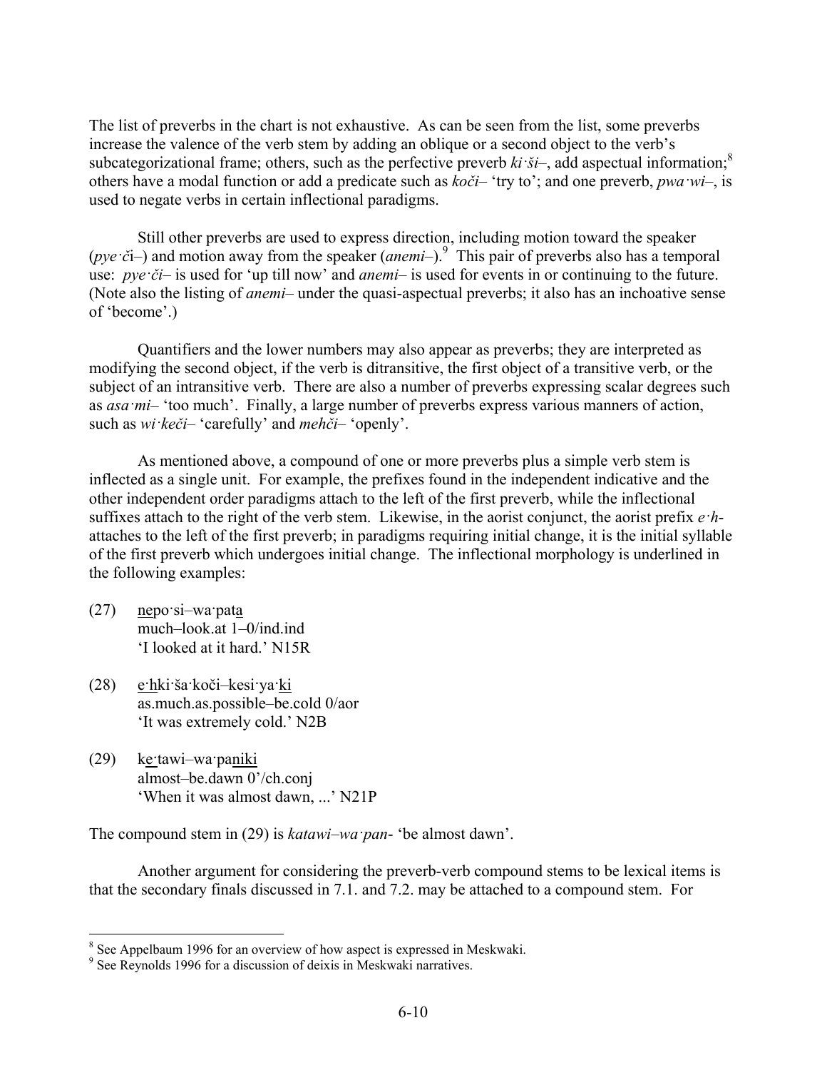The list of preverbs in the chart is not exhaustive. As can be seen from the list, some preverbs increase the valence of the verb stem by adding an oblique or a second object to the verb's subcategorizational frame; others, such as the perfective preverb *ki·ši–*, add aspectual information;[8] others have a modal function or add a predicate such as *koči–* 'try to'; and one preverb, *pwa·wi–*, is used to negate verbs in certain inflectional paradigms.

Still other preverbs are used to express direction, including motion toward the speaker (*pye·či–*) and motion away from the speaker (*anemi–*).[9] This pair of preverbs also has a temporal use: *pye·či–* is used for 'up till now' and *anemi–* is used for events in or continuing to the future. (Note also the listing of *anemi–* under the quasi-aspectual preverbs; it also has an inchoative sense of 'become'.)

Quantifiers and the lower numbers may also appear as preverbs; they are interpreted as modifying the second object, if the verb is ditransitive, the first object of a transitive verb, or the subject of an intransitive verb. There are also a number of preverbs expressing scalar degrees such as *asa·mi–* 'too much'. Finally, a large number of preverbs express various manners of action, such as *wi·keči–* 'carefully' and *mehči–* 'openly'.

As mentioned above, a compound of one or more preverbs plus a simple verb stem is inflected as a single unit. For example, the prefixes found in the independent indicative and the other independent order paradigms attach to the left of the first preverb, while the inflectional suffixes attach to the right of the verb stem. Likewise, in the aorist conjunct, the aorist prefix *e·h-* attaches to the left of the first preverb; in paradigms requiring initial change, it is the initial syllable of the first preverb which undergoes initial change. The inflectional morphology is underlined in the following examples:

(27) <u>ne</u>po·si–wa·pat<u>a</u>
much–look.at 1–0/ind.ind
'I looked at it hard.' N15R

(28) <u>e·h</u>ki·ša·koči–kesi·ya·<u>ki</u>
as.much.as.possible–be.cold 0/aor
'It was extremely cold.' N2B

(29) k<u>e·</u>tawi–wa·pa<u>niki</u>
almost–be.dawn 0'/ch.conj
'When it was almost dawn, ...' N21P

The compound stem in (29) is *katawi–wa·pan-* 'be almost dawn'.

Another argument for considering the preverb-verb compound stems to be lexical items is that the secondary finals discussed in 7.1. and 7.2. may be attached to a compound stem. For

[8] See Appelbaum 1996 for an overview of how aspect is expressed in Meskwaki.

[9] See Reynolds 1996 for a discussion of deixis in Meskwaki narratives.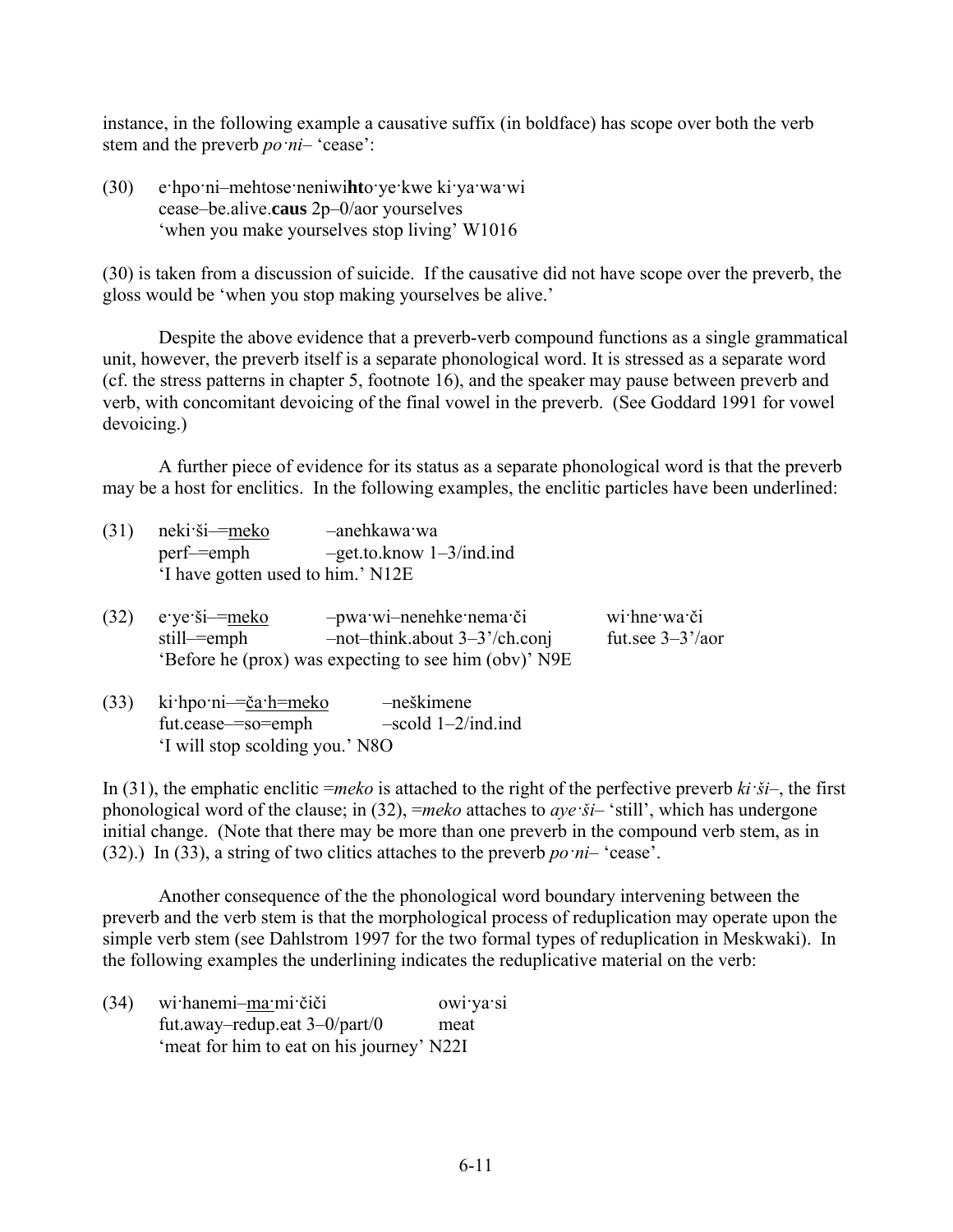instance, in the following example a causative suffix (in boldface) has scope over both the verb stem and the preverb *po·ni–* 'cease':

(30) e·hpo·ni–mehtose·neniwi**ht**o·ye·kwe ki·ya·wa·wi
cease–be.alive.**caus** 2p–0/aor yourselves
'when you make yourselves stop living' W1016

(30) is taken from a discussion of suicide. If the causative did not have scope over the preverb, the gloss would be 'when you stop making yourselves be alive.'

Despite the above evidence that a preverb-verb compound functions as a single grammatical unit, however, the preverb itself is a separate phonological word. It is stressed as a separate word (cf. the stress patterns in chapter 5, footnote 16), and the speaker may pause between preverb and verb, with concomitant devoicing of the final vowel in the preverb. (See Goddard 1991 for vowel devoicing.)

A further piece of evidence for its status as a separate phonological word is that the preverb may be a host for enclitics. In the following examples, the enclitic particles have been underlined:

(31) neki·ši–=<u>meko</u> –anehkawa·wa
perf–=emph –get.to.know 1–3/ind.ind
'I have gotten used to him.' N12E

(32) e·ye·ši–=<u>meko</u> –pwa·wi–nenehke·nema·či wi·hne·wa·či
still–=emph –not–think.about 3–3'/ch.conj fut.see 3–3'/aor
'Before he (prox) was expecting to see him (obv)' N9E

(33) ki·hpo·ni–=<u>ča·h=meko</u> –neškimene
fut.cease–=so=emph –scold 1–2/ind.ind
'I will stop scolding you.' N8O

In (31), the emphatic enclitic *=meko* is attached to the right of the perfective preverb *ki·ši–*, the first phonological word of the clause; in (32), *=meko* attaches to *aye·ši–* 'still', which has undergone initial change. (Note that there may be more than one preverb in the compound verb stem, as in (32).) In (33), a string of two clitics attaches to the preverb *po·ni–* 'cease'.

Another consequence of the the phonological word boundary intervening between the preverb and the verb stem is that the morphological process of reduplication may operate upon the simple verb stem (see Dahlstrom 1997 for the two formal types of reduplication in Meskwaki). In the following examples the underlining indicates the reduplicative material on the verb:

(34) wi·hanemi–<u>ma·</u>mi·čiči owi·ya·si
fut.away–redup.eat 3–0/part/0 meat
'meat for him to eat on his journey' N22I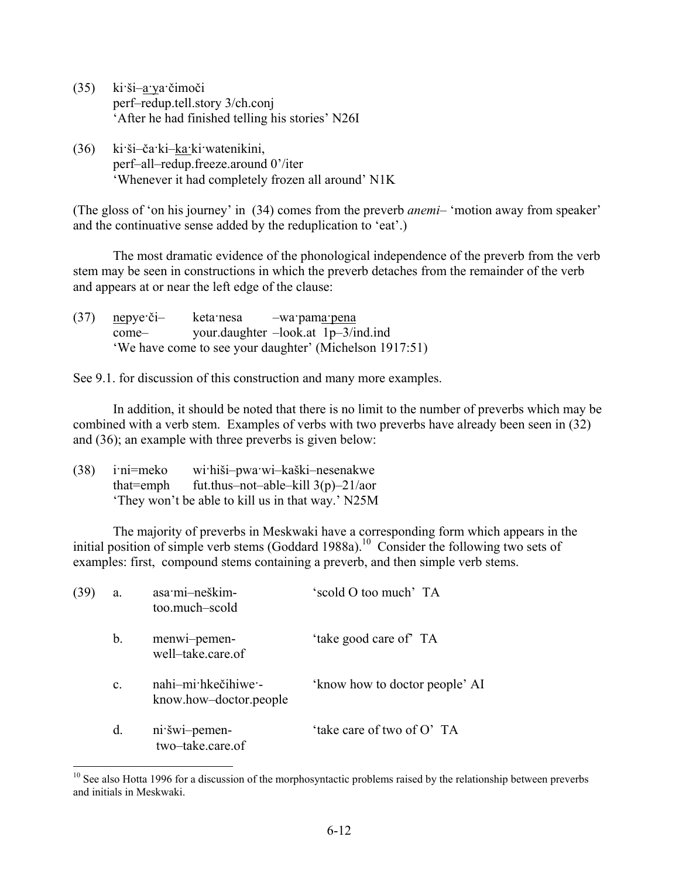(35) ki·ši–a·ya·čimoči
perf–redup.tell.story 3/ch.conj
'After he had finished telling his stories' N26I

(36) ki·ši–ča·ki–ka·ki·watenikini,
perf–all–redup.freeze.around 0'/iter
'Whenever it had completely frozen all around' N1K

(The gloss of 'on his journey' in (34) comes from the preverb *anemi*– 'motion away from speaker' and the continuative sense added by the reduplication to 'eat'.)

The most dramatic evidence of the phonological independence of the preverb from the verb stem may be seen in constructions in which the preverb detaches from the remainder of the verb and appears at or near the left edge of the clause:

(37) nepye·či– keta·nesa –wa·pama·pena
come– your.daughter –look.at 1p–3/ind.ind
'We have come to see your daughter' (Michelson 1917:51)

See 9.1. for discussion of this construction and many more examples.

In addition, it should be noted that there is no limit to the number of preverbs which may be combined with a verb stem. Examples of verbs with two preverbs have already been seen in (32) and (36); an example with three preverbs is given below:

(38) i·ni=meko wi·hiši–pwa·wi–kaški–nesenakwe
that=emph fut.thus–not–able–kill 3(p)–21/aor
'They won't be able to kill us in that way.' N25M

The majority of preverbs in Meskwaki have a corresponding form which appears in the initial position of simple verb stems (Goddard 1988a).[10] Consider the following two sets of examples: first, compound stems containing a preverb, and then simple verb stems.

(39)

a. asa·mi–neškim-
too.much–scold
'scold O too much' TA

b. menwi–pemen-
well–take.care.of
'take good care of' TA

c. nahi–mi·hkečihiwe·-
know.how–doctor.people
'know how to doctor people' AI

d. ni·šwi–pemen-
two–take.care.of
'take care of two of O' TA

[10] See also Hotta 1996 for a discussion of the morphosyntactic problems raised by the relationship between preverbs and initials in Meskwaki.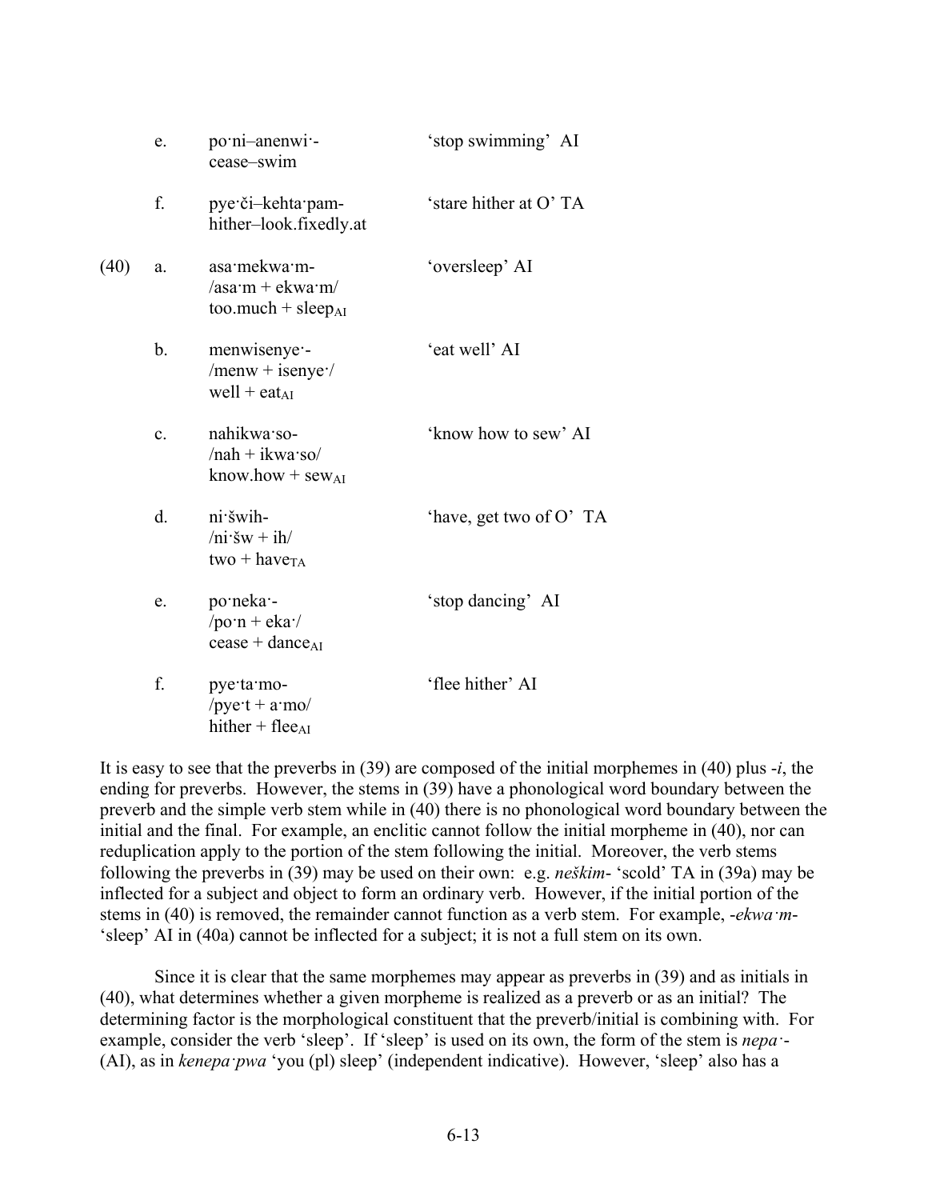e. po·ni–anenwi·- 'stop swimming' AI
cease–swim

f. pye·či–kehta·pam- 'stare hither at O' TA
hither–look.fixedly.at

(40)

a. asa·mekwa·m- 'oversleep' AI
/asa·m + ekwa·m/
too.much + $\text{sleep}_{\text{AI}}$

b. menwisenye·- 'eat well' AI
/menw + isenye·/
well + $\text{eat}_{\text{AI}}$

c. nahikwa·so- 'know how to sew' AI
/nah + ikwa·so/
know.how + $\text{sew}_{\text{AI}}$

d. ni·šwih- 'have, get two of O' TA
/ni·šw + ih/
two + $\text{have}_{\text{TA}}$

e. po·neka·- 'stop dancing' AI
/po·n + eka·/
cease + $\text{dance}_{\text{AI}}$

f. pye·ta·mo- 'flee hither' AI
/pye·t + a·mo/
hither + $\text{flee}_{\text{AI}}$

It is easy to see that the preverbs in (39) are composed of the initial morphemes in (40) plus *-i*, the ending for preverbs. However, the stems in (39) have a phonological word boundary between the preverb and the simple verb stem while in (40) there is no phonological word boundary between the initial and the final. For example, an enclitic cannot follow the initial morpheme in (40), nor can reduplication apply to the portion of the stem following the initial. Moreover, the verb stems following the preverbs in (39) may be used on their own: e.g. *neškim-* 'scold' TA in (39a) may be inflected for a subject and object to form an ordinary verb. However, if the initial portion of the stems in (40) is removed, the remainder cannot function as a verb stem. For example, *-ekwa·m-* 'sleep' AI in (40a) cannot be inflected for a subject; it is not a full stem on its own.

Since it is clear that the same morphemes may appear as preverbs in (39) and as initials in (40), what determines whether a given morpheme is realized as a preverb or as an initial? The determining factor is the morphological constituent that the preverb/initial is combining with. For example, consider the verb 'sleep'. If 'sleep' is used on its own, the form of the stem is *nepa·-* (AI), as in *kenepa·pwa* 'you (pl) sleep' (independent indicative). However, 'sleep' also has a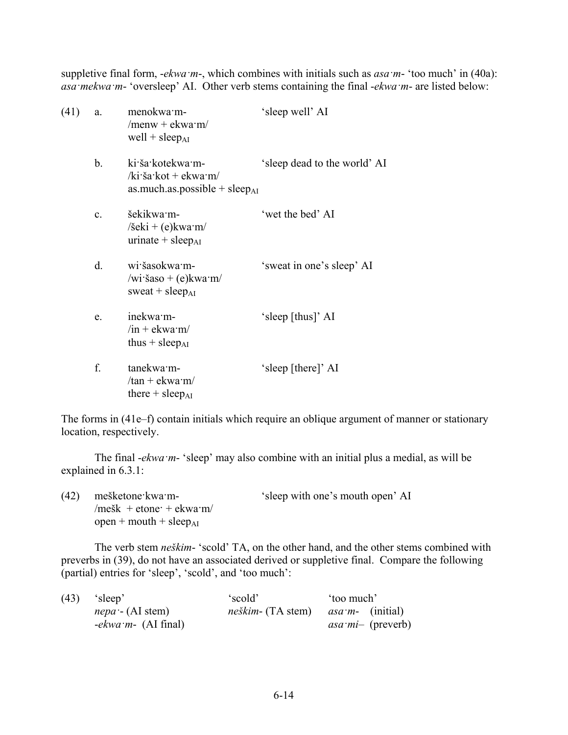suppletive final form, -*ekwa·m*-, which combines with initials such as *asa·m*- 'too much' in (40a): *asa·mekwa·m*- 'oversleep' AI. Other verb stems containing the final -*ekwa·m*- are listed below:

(41) a. menokwa·m- 'sleep well' AI
/menw + ekwa·m/
well + $\text{sleep}_{\text{AI}}$

b. ki·ša·kotekwa·m- 'sleep dead to the world' AI
/ki·ša·kot + ekwa·m/
as.much.as.possible + $\text{sleep}_{\text{AI}}$

c. šekikwa·m- 'wet the bed' AI
/šeki + (e)kwa·m/
urinate + $\text{sleep}_{\text{AI}}$

d. wi·šasokwa·m- 'sweat in one's sleep' AI
/wi·šaso + (e)kwa·m/
sweat + $\text{sleep}_{\text{AI}}$

e. inekwa·m- 'sleep [thus]' AI
/in + ekwa·m/
thus + $\text{sleep}_{\text{AI}}$

f. tanekwa·m- 'sleep [there]' AI
/tan + ekwa·m/
there + $\text{sleep}_{\text{AI}}$

The forms in (41e–f) contain initials which require an oblique argument of manner or stationary location, respectively.

The final -*ekwa·m*- 'sleep' may also combine with an initial plus a medial, as will be explained in 6.3.1:

(42) mešketone·kwa·m- 'sleep with one's mouth open' AI
/mešk + etone· + ekwa·m/
open + mouth + $\text{sleep}_{\text{AI}}$

The verb stem *neškim*- 'scold' TA, on the other hand, and the other stems combined with preverbs in (39), do not have an associated derived or suppletive final. Compare the following (partial) entries for 'sleep', 'scold', and 'too much':

(43)

| 'sleep' | 'scold' | 'too much' |
|---|---|---|
| *nepa·*- (AI stem) | *neškim*- (TA stem) | *asa·m*- (initial) |
| -*ekwa·m*- (AI final) | | *asa·mi*– (preverb) |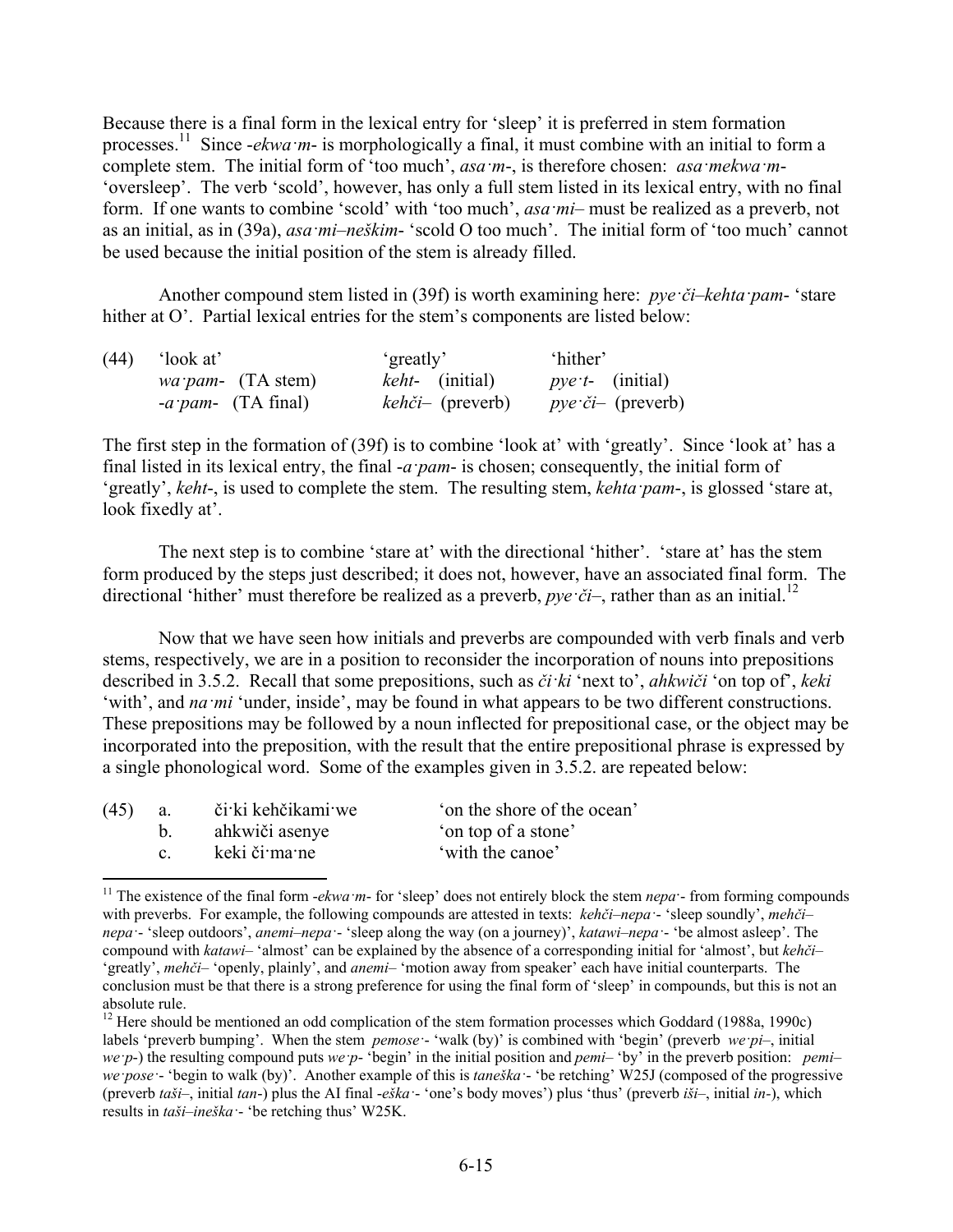Because there is a final form in the lexical entry for 'sleep' it is preferred in stem formation processes.[11] Since *-ekwa·m-* is morphologically a final, it must combine with an initial to form a complete stem. The initial form of 'too much', *asa·m-*, is therefore chosen: *asa·mekwa·m-* 'oversleep'. The verb 'scold', however, has only a full stem listed in its lexical entry, with no final form. If one wants to combine 'scold' with 'too much', *asa·mi–* must be realized as a preverb, not as an initial, as in (39a), *asa·mi–neškim-* 'scold O too much'. The initial form of 'too much' cannot be used because the initial position of the stem is already filled.

Another compound stem listed in (39f) is worth examining here: *pye·či–kehta·pam-* 'stare hither at O'. Partial lexical entries for the stem's components are listed below:

| (44) | 'look at' | 'greatly' | 'hither' |
|---|---|---|---|
| | *wa·pam-* (TA stem) | *keht-* (initial) | *pye·t-* (initial) |
| | *-a·pam-* (TA final) | *kehči–* (preverb) | *pye·či–* (preverb) |

The first step in the formation of (39f) is to combine 'look at' with 'greatly'. Since 'look at' has a final listed in its lexical entry, the final *-a·pam-* is chosen; consequently, the initial form of 'greatly', *keht-*, is used to complete the stem. The resulting stem, *kehta·pam-*, is glossed 'stare at, look fixedly at'.

The next step is to combine 'stare at' with the directional 'hither'. 'stare at' has the stem form produced by the steps just described; it does not, however, have an associated final form. The directional 'hither' must therefore be realized as a preverb, *pye·či–*, rather than as an initial.[12]

Now that we have seen how initials and preverbs are compounded with verb finals and verb stems, respectively, we are in a position to reconsider the incorporation of nouns into prepositions described in 3.5.2. Recall that some prepositions, such as *či·ki* 'next to', *ahkwiči* 'on top of', *keki* 'with', and *na·mi* 'under, inside', may be found in what appears to be two different constructions. These prepositions may be followed by a noun inflected for prepositional case, or the object may be incorporated into the preposition, with the result that the entire prepositional phrase is expressed by a single phonological word. Some of the examples given in 3.5.2. are repeated below:

(45) a. či·ki kehčikami·we 'on the shore of the ocean'
b. ahkwiči asenye 'on top of a stone'
c. keki či·ma·ne 'with the canoe'

---

[11] The existence of the final form *-ekwa·m-* for 'sleep' does not entirely block the stem *nepa·-* from forming compounds with preverbs. For example, the following compounds are attested in texts: *kehči–nepa·-* 'sleep soundly', *mehči–nepa·-* 'sleep outdoors', *anemi–nepa·-* 'sleep along the way (on a journey)', *katawi–nepa·-* 'be almost asleep'. The compound with *katawi–* 'almost' can be explained by the absence of a corresponding initial for 'almost', but *kehči–* 'greatly', *mehči–* 'openly, plainly', and *anemi–* 'motion away from speaker' each have initial counterparts. The conclusion must be that there is a strong preference for using the final form of 'sleep' in compounds, but this is not an absolute rule.

[12] Here should be mentioned an odd complication of the stem formation processes which Goddard (1988a, 1990c) labels 'preverb bumping'. When the stem *pemose·-* 'walk (by)' is combined with 'begin' (preverb *we·pi–*, initial *we·p-*) the resulting compound puts *we·p-* 'begin' in the initial position and *pemi–* 'by' in the preverb position: *pemi–we·pose·-* 'begin to walk (by)'. Another example of this is *taneška·-* 'be retching' W25J (composed of the progressive (preverb *taši–*, initial *tan-*) plus the AI final *-eška·-* 'one's body moves') plus 'thus' (preverb *iši–*, initial *in-*), which results in *taši–ineška·-* 'be retching thus' W25K.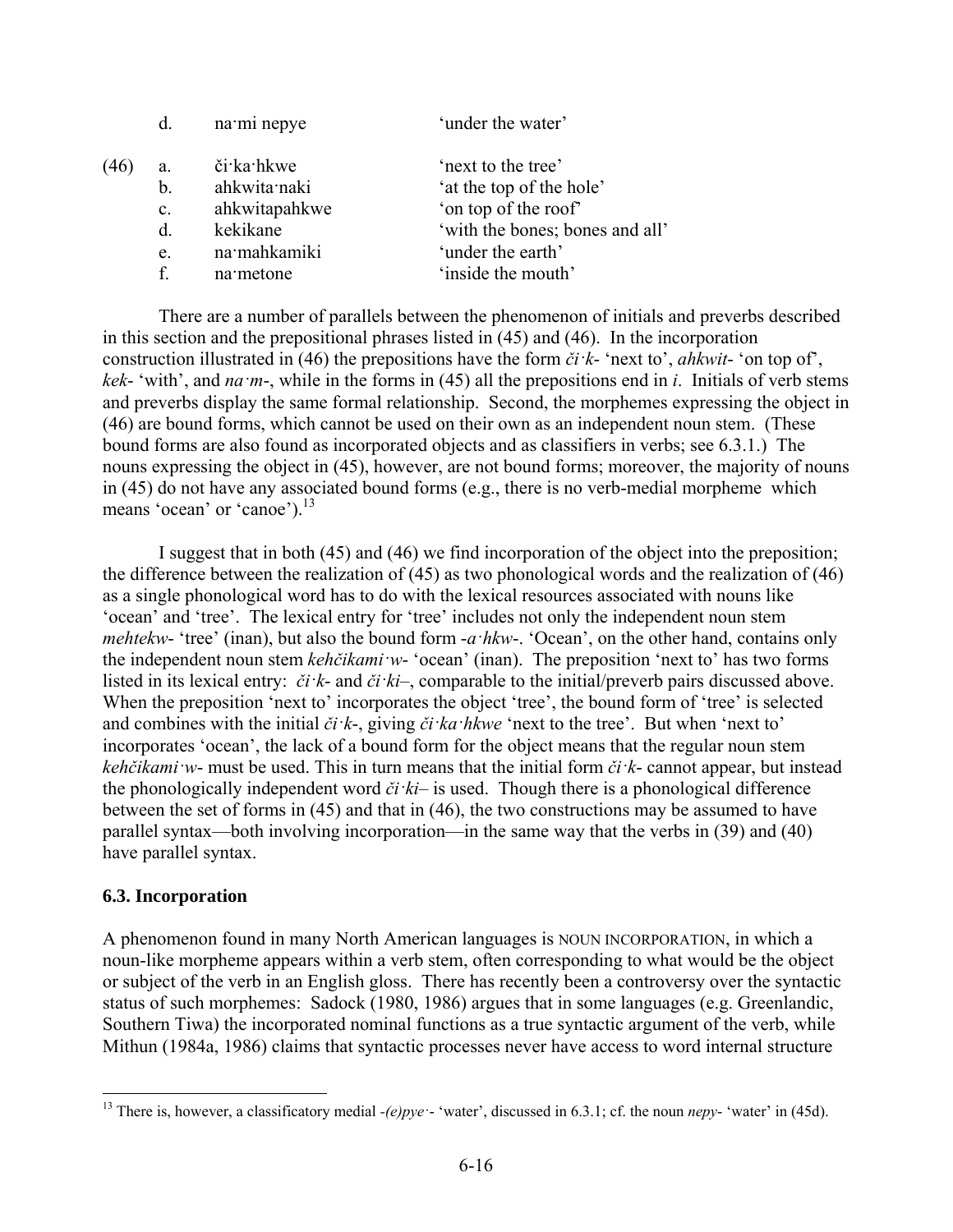d. na·mi nepye 'under the water'

(46)
a. či·ka·hkwe 'next to the tree'
b. ahkwita·naki 'at the top of the hole'
c. ahkwitapahkwe 'on top of the roof'
d. kekikane 'with the bones; bones and all'
e. na·mahkamiki 'under the earth'
f. na·metone 'inside the mouth'

There are a number of parallels between the phenomenon of initials and preverbs described in this section and the prepositional phrases listed in (45) and (46). In the incorporation construction illustrated in (46) the prepositions have the form *či·k-* 'next to', *ahkwit-* 'on top of', *kek-* 'with', and *na·m-*, while in the forms in (45) all the prepositions end in *i*. Initials of verb stems and preverbs display the same formal relationship. Second, the morphemes expressing the object in (46) are bound forms, which cannot be used on their own as an independent noun stem. (These bound forms are also found as incorporated objects and as classifiers in verbs; see 6.3.1.) The nouns expressing the object in (45), however, are not bound forms; moreover, the majority of nouns in (45) do not have any associated bound forms (e.g., there is no verb-medial morpheme which means 'ocean' or 'canoe').[13]

I suggest that in both (45) and (46) we find incorporation of the object into the preposition; the difference between the realization of (45) as two phonological words and the realization of (46) as a single phonological word has to do with the lexical resources associated with nouns like 'ocean' and 'tree'. The lexical entry for 'tree' includes not only the independent noun stem *mehtekw-* 'tree' (inan), but also the bound form *-a·hkw-*. 'Ocean', on the other hand, contains only the independent noun stem *kehčikami·w-* 'ocean' (inan). The preposition 'next to' has two forms listed in its lexical entry: *či·k-* and *či·ki–*, comparable to the initial/preverb pairs discussed above. When the preposition 'next to' incorporates the object 'tree', the bound form of 'tree' is selected and combines with the initial *či·k-*, giving *či·ka·hkwe* 'next to the tree'. But when 'next to' incorporates 'ocean', the lack of a bound form for the object means that the regular noun stem *kehčikami·w-* must be used. This in turn means that the initial form *či·k-* cannot appear, but instead the phonologically independent word *či·ki–* is used. Though there is a phonological difference between the set of forms in (45) and that in (46), the two constructions may be assumed to have parallel syntax—both involving incorporation—in the same way that the verbs in (39) and (40) have parallel syntax.

## 6.3. Incorporation

A phenomenon found in many North American languages is NOUN INCORPORATION, in which a noun-like morpheme appears within a verb stem, often corresponding to what would be the object or subject of the verb in an English gloss. There has recently been a controversy over the syntactic status of such morphemes: Sadock (1980, 1986) argues that in some languages (e.g. Greenlandic, Southern Tiwa) the incorporated nominal functions as a true syntactic argument of the verb, while Mithun (1984a, 1986) claims that syntactic processes never have access to word internal structure

---

[13] There is, however, a classificatory medial *-(e)pye·-* 'water', discussed in 6.3.1; cf. the noun *nepy-* 'water' in (45d).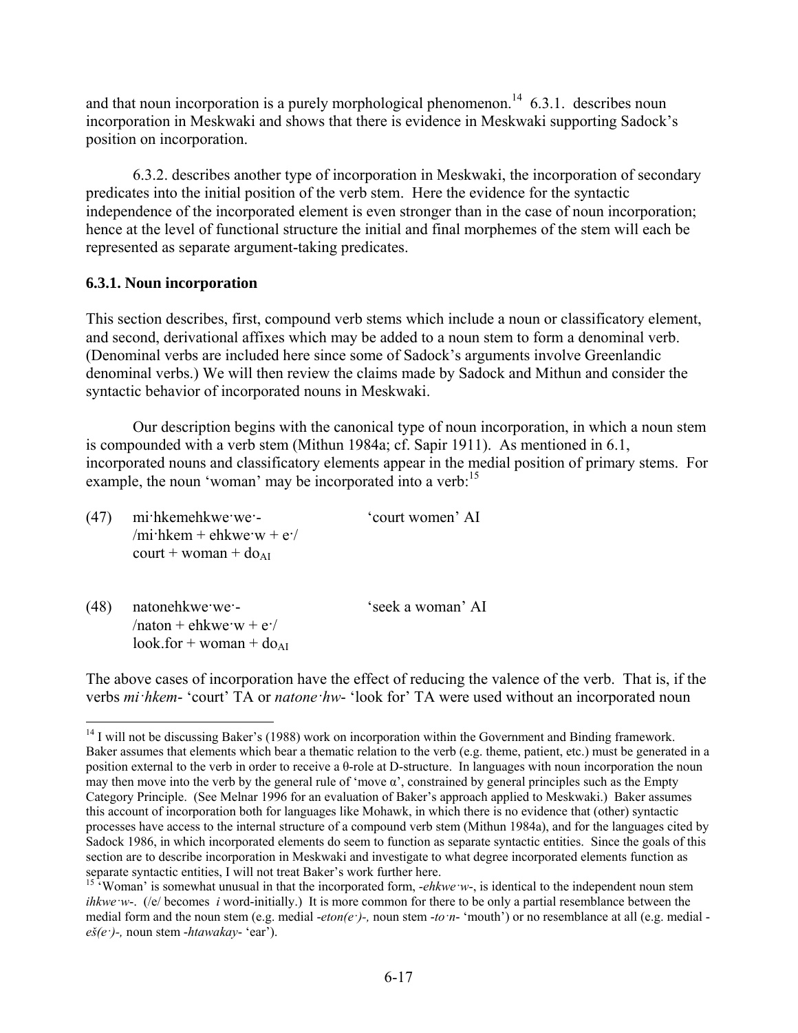and that noun incorporation is a purely morphological phenomenon.[14] 6.3.1. describes noun incorporation in Meskwaki and shows that there is evidence in Meskwaki supporting Sadock's position on incorporation.

6.3.2. describes another type of incorporation in Meskwaki, the incorporation of secondary predicates into the initial position of the verb stem. Here the evidence for the syntactic independence of the incorporated element is even stronger than in the case of noun incorporation; hence at the level of functional structure the initial and final morphemes of the stem will each be represented as separate argument-taking predicates.

### 6.3.1. Noun incorporation

This section describes, first, compound verb stems which include a noun or classificatory element, and second, derivational affixes which may be added to a noun stem to form a denominal verb. (Denominal verbs are included here since some of Sadock's arguments involve Greenlandic denominal verbs.) We will then review the claims made by Sadock and Mithun and consider the syntactic behavior of incorporated nouns in Meskwaki.

Our description begins with the canonical type of noun incorporation, in which a noun stem is compounded with a verb stem (Mithun 1984a; cf. Sapir 1911). As mentioned in 6.1, incorporated nouns and classificatory elements appear in the medial position of primary stems. For example, the noun 'woman' may be incorporated into a verb:[15]

(47) mi·hkemehkwe·we·- 'court women' AI
/mi·hkem + ehkwe·w + e·/
court + woman + $\text{do}_{\text{AI}}$

(48) natonehkwe·we·- 'seek a woman' AI
/naton + ehkwe·w + e·/
look.for + woman + $\text{do}_{\text{AI}}$

The above cases of incorporation have the effect of reducing the valence of the verb. That is, if the verbs *mi·hkem-* 'court' TA or *natone·hw-* 'look for' TA were used without an incorporated noun

[14] I will not be discussing Baker's (1988) work on incorporation within the Government and Binding framework. Baker assumes that elements which bear a thematic relation to the verb (e.g. theme, patient, etc.) must be generated in a position external to the verb in order to receive a θ-role at D-structure. In languages with noun incorporation the noun may then move into the verb by the general rule of 'move α', constrained by general principles such as the Empty Category Principle. (See Melnar 1996 for an evaluation of Baker's approach applied to Meskwaki.) Baker assumes this account of incorporation both for languages like Mohawk, in which there is no evidence that (other) syntactic processes have access to the internal structure of a compound verb stem (Mithun 1984a), and for the languages cited by Sadock 1986, in which incorporated elements do seem to function as separate syntactic entities. Since the goals of this section are to describe incorporation in Meskwaki and investigate to what degree incorporated elements function as separate syntactic entities, I will not treat Baker's work further here.

[15] 'Woman' is somewhat unusual in that the incorporated form, *-ehkwe·w-*, is identical to the independent noun stem *ihkwe·w-*. (/e/ becomes *i* word-initially.) It is more common for there to be only a partial resemblance between the medial form and the noun stem (e.g. medial *-eton(e·)-,* noun stem *-to·n-* 'mouth') or no resemblance at all (e.g. medial *-eš(e·)-,* noun stem *-htawakay-* 'ear').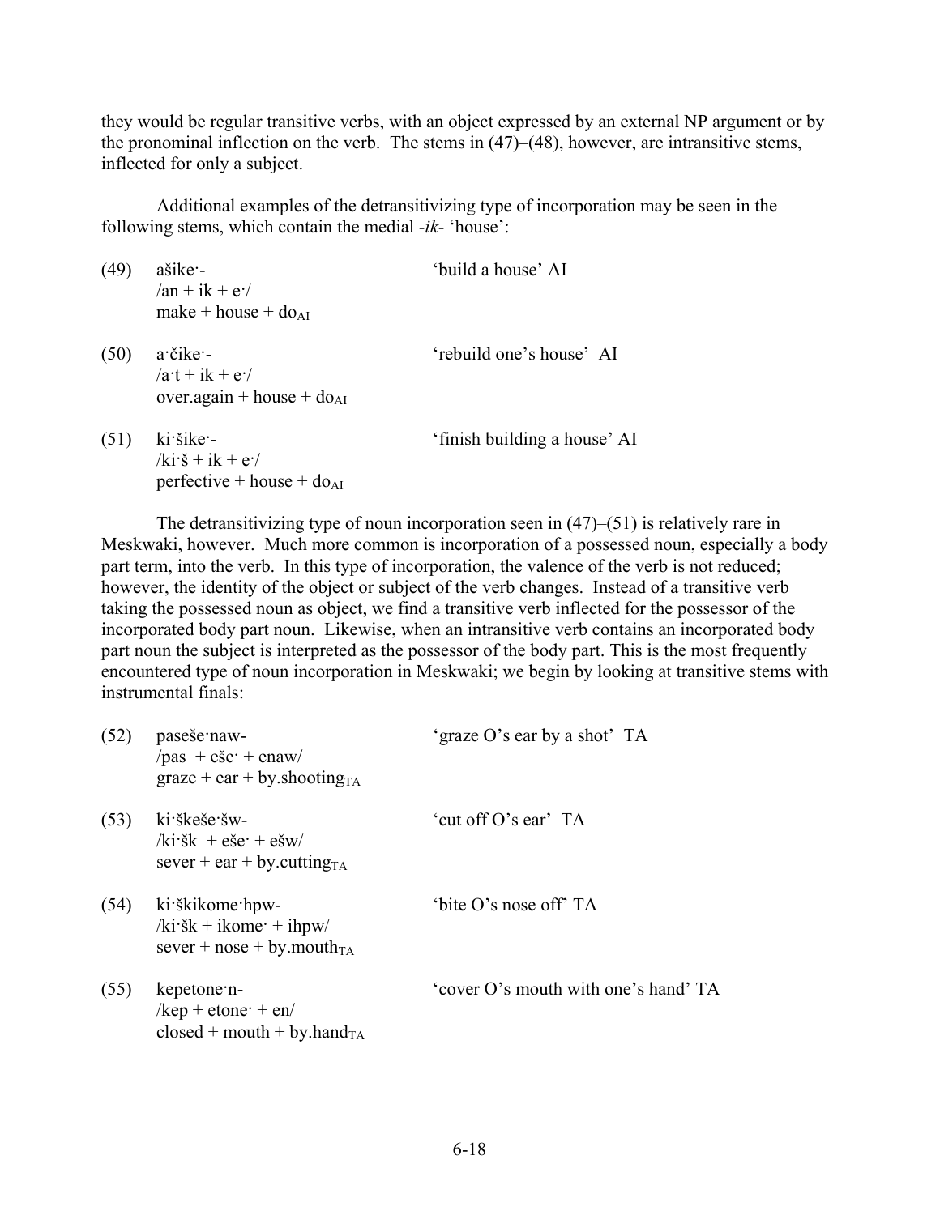they would be regular transitive verbs, with an object expressed by an external NP argument or by the pronominal inflection on the verb. The stems in (47)–(48), however, are intransitive stems, inflected for only a subject.

Additional examples of the detransitivizing type of incorporation may be seen in the following stems, which contain the medial *-ik-* 'house':

(49) ašike·- 'build a house' AI
/an + ik + e·/
make + house + $\text{do}_{\text{AI}}$

(50) a·čike·- 'rebuild one's house' AI
/a·t + ik + e·/
over.again + house + $\text{do}_{\text{AI}}$

(51) ki·šike·- 'finish building a house' AI
/ki·š + ik + e·/
perfective + house + $\text{do}_{\text{AI}}$

The detransitivizing type of noun incorporation seen in (47)–(51) is relatively rare in Meskwaki, however. Much more common is incorporation of a possessed noun, especially a body part term, into the verb. In this type of incorporation, the valence of the verb is not reduced; however, the identity of the object or subject of the verb changes. Instead of a transitive verb taking the possessed noun as object, we find a transitive verb inflected for the possessor of the incorporated body part noun. Likewise, when an intransitive verb contains an incorporated body part noun the subject is interpreted as the possessor of the body part. This is the most frequently encountered type of noun incorporation in Meskwaki; we begin by looking at transitive stems with instrumental finals:

(52) paseše·naw- 'graze O's ear by a shot' TA
/pas + eše· + enaw/
graze + ear + $\text{by.shooting}_{\text{TA}}$

(53) ki·škeše·šw- 'cut off O's ear' TA
/ki·šk + eše· + ešw/
sever + ear + $\text{by.cutting}_{\text{TA}}$

(54) ki·škikome·hpw- 'bite O's nose off' TA
/ki·šk + ikome· + ihpw/
sever + nose + $\text{by.mouth}_{\text{TA}}$

(55) kepetone·n- 'cover O's mouth with one's hand' TA
/kep + etone· + en/
closed + mouth + $\text{by.hand}_{\text{TA}}$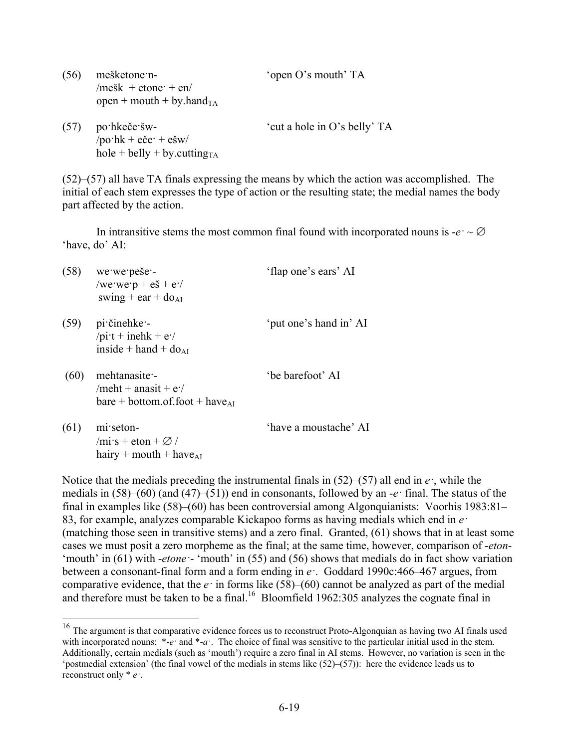(56) mešketone·n- ‘open O’s mouth’ TA
/mešk + etone· + en/
open + mouth + by.hand$_{TA}$

(57) po·hkeče·šw- ‘cut a hole in O’s belly’ TA
/po·hk + eče· + ešw/
hole + belly + by.cutting$_{TA}$

(52)–(57) all have TA finals expressing the means by which the action was accomplished. The initial of each stem expresses the type of action or the resulting state; the medial names the body part affected by the action.

In intransitive stems the most common final found with incorporated nouns is *-e·* ~ ∅ ‘have, do’ AI:

(58) we·we·peše·- ‘flap one’s ears’ AI
/we·we·p + eš + e·/
swing + ear + do$_{AI}$

(59) pi·činehke·- ‘put one’s hand in’ AI
/pi·t + inehk + e·/
inside + hand + do$_{AI}$

(60) mehtanasite·- ‘be barefoot’ AI
/meht + anasit + e·/
bare + bottom.of.foot + have$_{AI}$

(61) mi·seton- ‘have a moustache’ AI
/mi·s + eton + ∅ /
hairy + mouth + have$_{AI}$

Notice that the medials preceding the instrumental finals in (52)–(57) all end in *e·*, while the medials in (58)–(60) (and (47)–(51)) end in consonants, followed by an *-e·* final. The status of the final in examples like (58)–(60) has been controversial among Algonquianists: Voorhis 1983:81–83, for example, analyzes comparable Kickapoo forms as having medials which end in *e·* (matching those seen in transitive stems) and a zero final. Granted, (61) shows that in at least some cases we must posit a zero morpheme as the final; at the same time, however, comparison of *-eton-* ‘mouth’ in (61) with *-etone·-* ‘mouth’ in (55) and (56) shows that medials do in fact show variation between a consonant-final form and a form ending in *e·*. Goddard 1990c:466–467 argues, from comparative evidence, that the *e·* in forms like (58)–(60) cannot be analyzed as part of the medial and therefore must be taken to be a final.[16] Bloomfield 1962:305 analyzes the cognate final in

[16] The argument is that comparative evidence forces us to reconstruct Proto-Algonquian as having two AI finals used with incorporated nouns: *\*-e·* and *\*-a·*. The choice of final was sensitive to the particular initial used in the stem. Additionally, certain medials (such as ‘mouth’) require a zero final in AI stems. However, no variation is seen in the ‘postmedial extension’ (the final vowel of the medials in stems like (52)–(57)): here the evidence leads us to reconstruct only \* *e·*.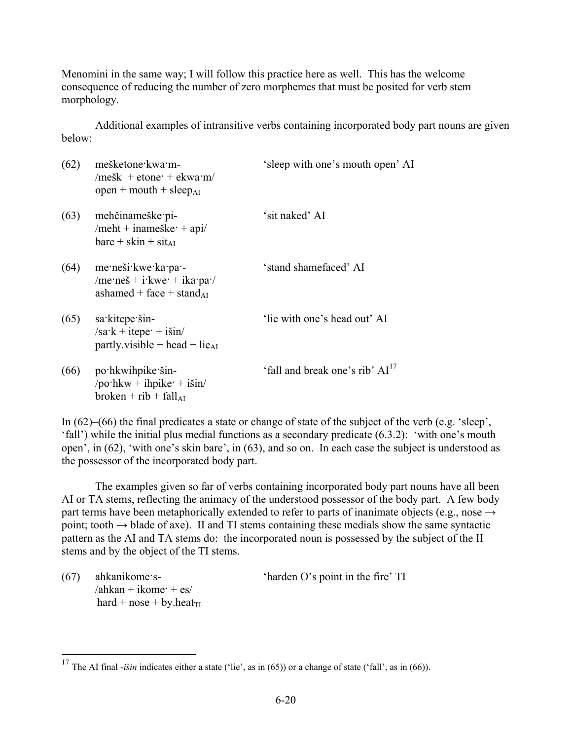Menomini in the same way; I will follow this practice here as well. This has the welcome consequence of reducing the number of zero morphemes that must be posited for verb stem morphology.

Additional examples of intransitive verbs containing incorporated body part nouns are given below:

(62) meške­tone·kwa·m- 'sleep with one's mouth open' AI
/mešk + etone· + ekwa·m/
open + mouth + sleep$_{AI}$

(63) mehčinameške·pi- 'sit naked' AI
/meht + inameške· + api/
bare + skin + sit$_{AI}$

(64) me·neši·kwe·ka·pa·- 'stand shamefaced' AI
/me·neš + i·kwe· + ika·pa·/
ashamed + face + stand$_{AI}$

(65) sa·kitepe·šin- 'lie with one's head out' AI
/sa·k + itepe· + išin/
partly.visible + head + lie$_{AI}$

(66) po·hkwihpike·šin- 'fall and break one's rib' AI[17]
/po·hkw + ihpike· + išin/
broken + rib + fall$_{AI}$

In (62)–(66) the final predicates a state or change of state of the subject of the verb (e.g. 'sleep', 'fall') while the initial plus medial functions as a secondary predicate (6.3.2): 'with one's mouth open', in (62), 'with one's skin bare', in (63), and so on. In each case the subject is understood as the possessor of the incorporated body part.

The examples given so far of verbs containing incorporated body part nouns have all been AI or TA stems, reflecting the animacy of the understood possessor of the body part. A few body part terms have been metaphorically extended to refer to parts of inanimate objects (e.g., nose → point; tooth → blade of axe). II and TI stems containing these medials show the same syntactic pattern as the AI and TA stems do: the incorporated noun is possessed by the subject of the II stems and by the object of the TI stems.

(67) ahkanikome·s- 'harden O's point in the fire' TI
/ahkan + ikome· + es/
hard + nose + by.heat$_{TI}$

[17] The AI final -*išin* indicates either a state ('lie', as in (65)) or a change of state ('fall', as in (66)).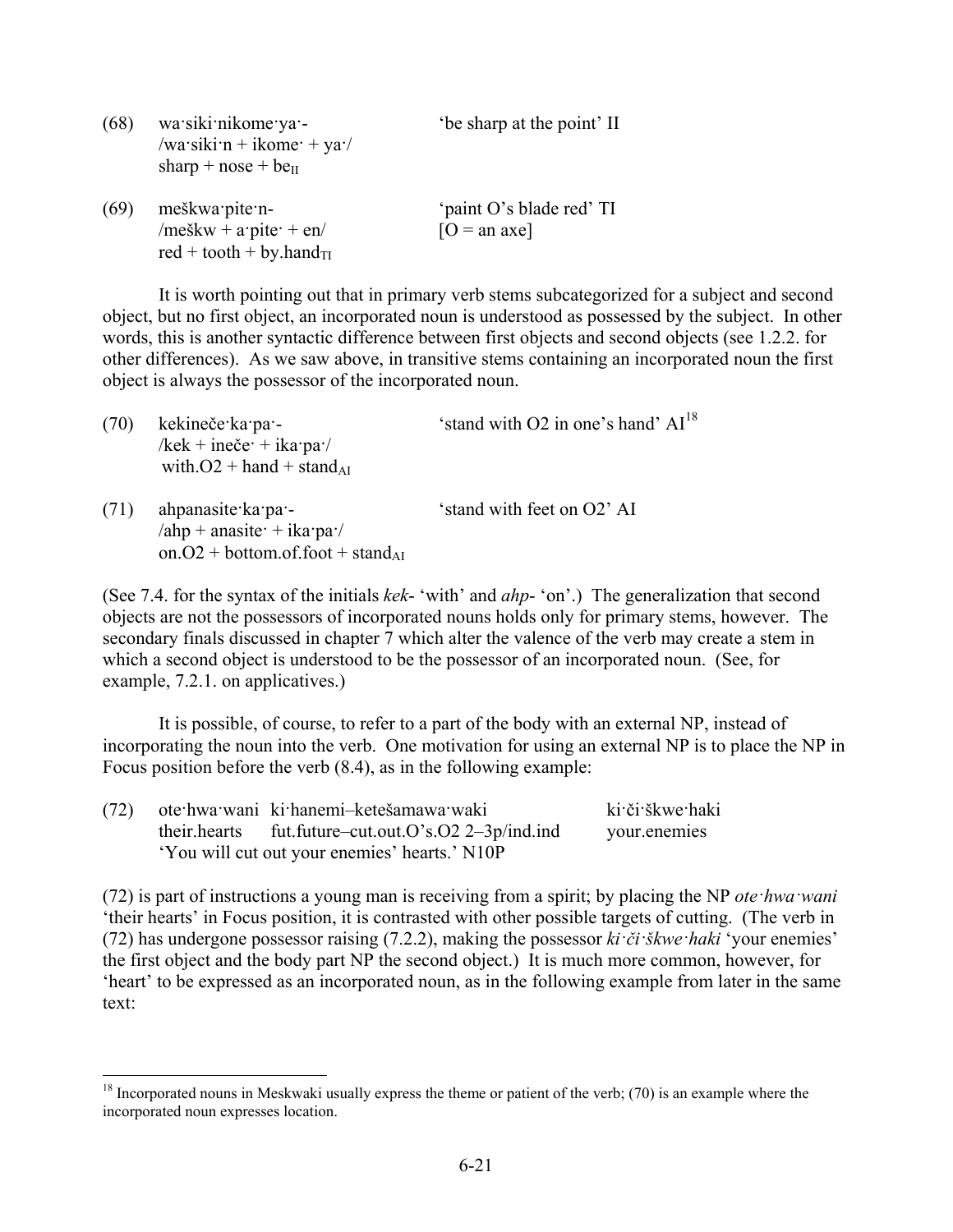(68) wa·siki·nikome·ya·- 'be sharp at the point' II
/wa·siki·n + ikome· + ya·/
sharp + nose + $\text{be}_{\text{II}}$

(69) meškwa·pite·n- 'paint O's blade red' TI
/meškw + a·pite· + en/ [O = an axe]
red + tooth + $\text{by.hand}_{\text{TI}}$

It is worth pointing out that in primary verb stems subcategorized for a subject and second object, but no first object, an incorporated noun is understood as possessed by the subject. In other words, this is another syntactic difference between first objects and second objects (see 1.2.2. for other differences). As we saw above, in transitive stems containing an incorporated noun the first object is always the possessor of the incorporated noun.

(70) kekineče·ka·pa·- 'stand with O2 in one's hand' AI[18]
/kek + ineče· + ika·pa·/
with.O2 + hand + $\text{stand}_{\text{AI}}$

(71) ahpanasite·ka·pa·- 'stand with feet on O2' AI
/ahp + anasite· + ika·pa·/
on.O2 + bottom.of.foot + $\text{stand}_{\text{AI}}$

(See 7.4. for the syntax of the initials *kek*- 'with' and *ahp*- 'on'.) The generalization that second objects are not the possessors of incorporated nouns holds only for primary stems, however. The secondary finals discussed in chapter 7 which alter the valence of the verb may create a stem in which a second object is understood to be the possessor of an incorporated noun. (See, for example, 7.2.1. on applicatives.)

It is possible, of course, to refer to a part of the body with an external NP, instead of incorporating the noun into the verb. One motivation for using an external NP is to place the NP in Focus position before the verb (8.4), as in the following example:

(72) ote·hwa·wani ki·hanemi–ketešamawa·waki ki·či·škwe·haki
their.hearts fut.future–cut.out.O's.O2 2–3p/ind.ind your.enemies
'You will cut out your enemies' hearts.' N10P

(72) is part of instructions a young man is receiving from a spirit; by placing the NP *ote·hwa·wani* 'their hearts' in Focus position, it is contrasted with other possible targets of cutting. (The verb in (72) has undergone possessor raising (7.2.2), making the possessor *ki·či·škwe·haki* 'your enemies' the first object and the body part NP the second object.) It is much more common, however, for 'heart' to be expressed as an incorporated noun, as in the following example from later in the same text:

[18] Incorporated nouns in Meskwaki usually express the theme or patient of the verb; (70) is an example where the incorporated noun expresses location.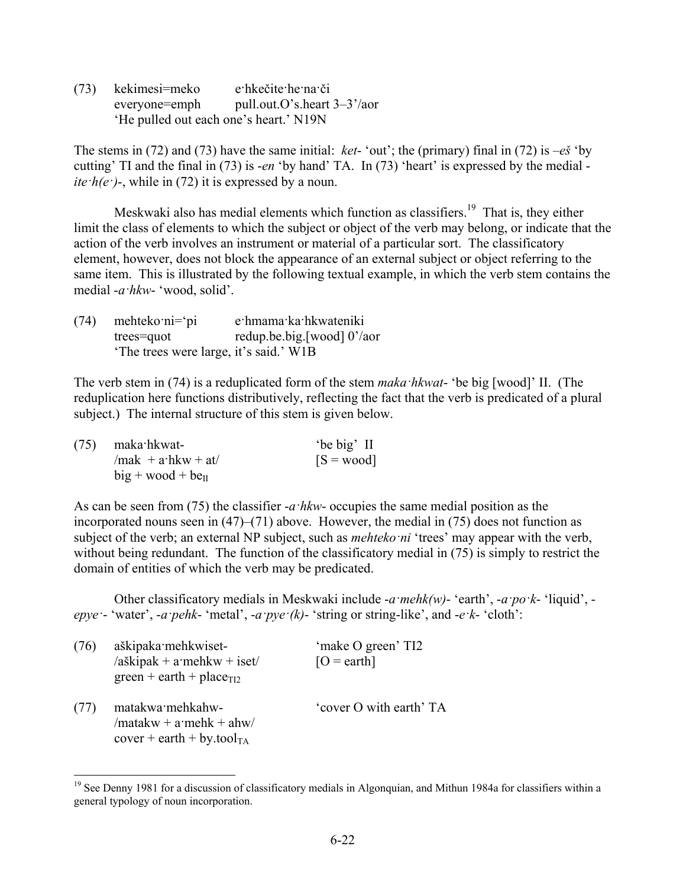(73) kekimesi=meko e·hkečite·he·na·či
 everyone=emph pull.out.O's.heart 3–3'/aor
 'He pulled out each one's heart.' N19N

The stems in (72) and (73) have the same initial: *ket-* 'out'; the (primary) final in (72) is *–eš* 'by cutting' TI and the final in (73) is *-en* 'by hand' TA. In (73) 'heart' is expressed by the medial *-ite·h(e·)-*, while in (72) it is expressed by a noun.

Meskwaki also has medial elements which function as classifiers.[19] That is, they either limit the class of elements to which the subject or object of the verb may belong, or indicate that the action of the verb involves an instrument or material of a particular sort. The classificatory element, however, does not block the appearance of an external subject or object referring to the same item. This is illustrated by the following textual example, in which the verb stem contains the medial *-a·hkw-* 'wood, solid'.

(74) mehteko·ni='pi e·hmama·ka·hkwateniki
 trees=quot redup.be.big.[wood] 0'/aor
 'The trees were large, it's said.' W1B

The verb stem in (74) is a reduplicated form of the stem *maka·hkwat-* 'be big [wood]' II. (The reduplication here functions distributively, reflecting the fact that the verb is predicated of a plural subject.) The internal structure of this stem is given below.

(75) maka·hkwat- 'be big' II
 /mak + a·hkw + at/ [S = wood]
 big + wood + $be_{II}$

As can be seen from (75) the classifier *-a·hkw-* occupies the same medial position as the incorporated nouns seen in (47)–(71) above. However, the medial in (75) does not function as subject of the verb; an external NP subject, such as *mehteko·ni* 'trees' may appear with the verb, without being redundant. The function of the classificatory medial in (75) is simply to restrict the domain of entities of which the verb may be predicated.

Other classificatory medials in Meskwaki include *-a·mehk(w)-* 'earth', *-a·po·k-* 'liquid', *-epye·-* 'water', *-a·pehk-* 'metal', *-a·pye·(k)-* 'string or string-like', and *-e·k-* 'cloth':

(76) aškipaka·mehkwiset- 'make O green' TI2
 /aškipak + a·mehkw + iset/ [O = earth]
 green + earth + $place_{TI2}$

(77) matakwa·mehkahw- 'cover O with earth' TA
 /matakw + a·mehk + ahw/
 cover + earth + $by.tool_{TA}$

[19] See Denny 1981 for a discussion of classificatory medials in Algonquian, and Mithun 1984a for classifiers within a general typology of noun incorporation.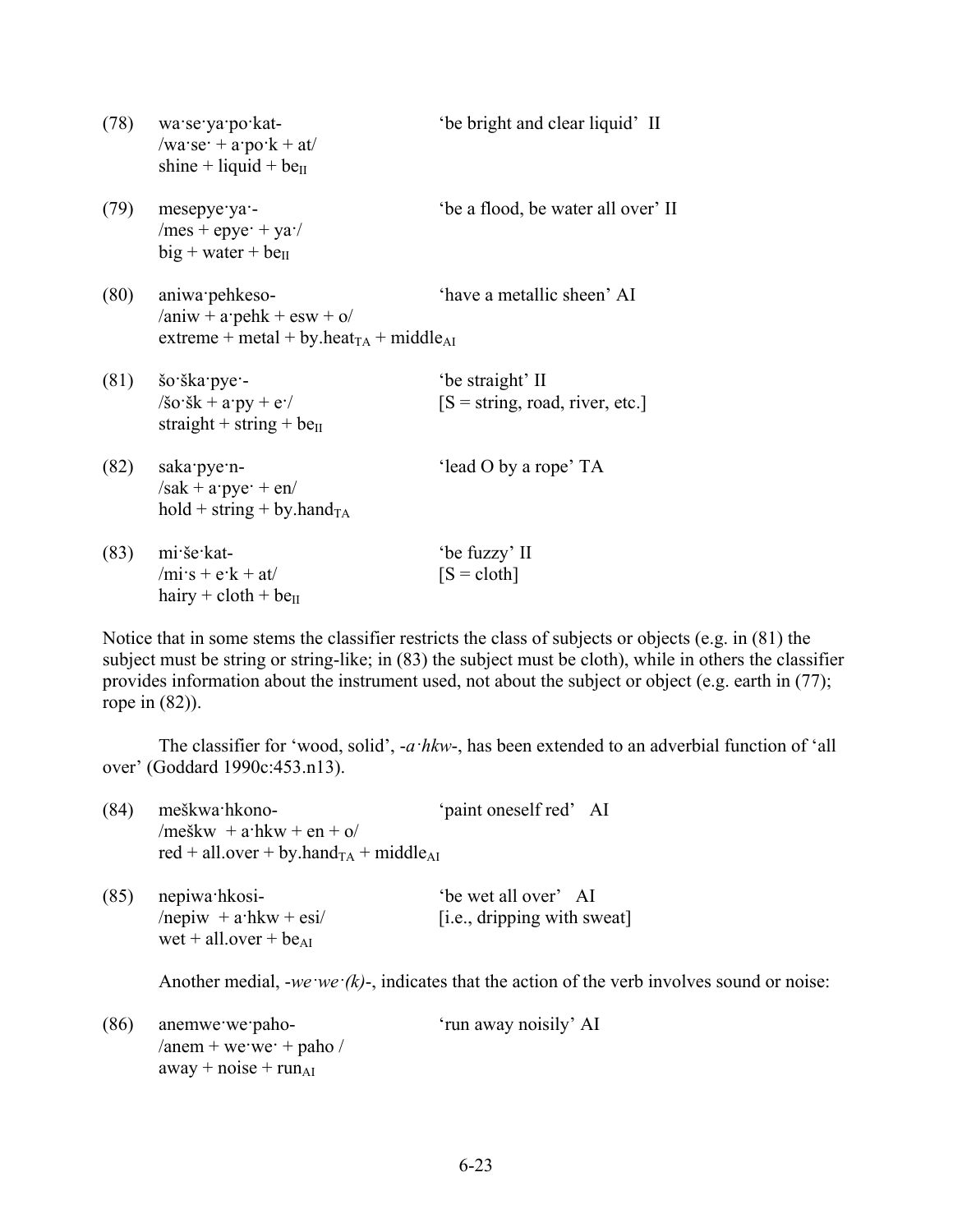(78) wa·se·ya·po·kat- 'be bright and clear liquid' II
/wa·se· + a·po·k + at/
shine + liquid + $be_{II}$

(79) mesepye·ya·- 'be a flood, be water all over' II
/mes + epye· + ya·/
big + water + $be_{II}$

(80) aniwa·pehkeso- 'have a metallic sheen' AI
/aniw + a·pehk + esw + o/
extreme + metal + $by.heat_{TA}$ + $middle_{AI}$

(81) šo·ška·pye·- 'be straight' II
/šo·šk + a·py + e·/ [S = string, road, river, etc.]
straight + string + $be_{II}$

(82) saka·pye·n- 'lead O by a rope' TA
/sak + a·pye· + en/
hold + string + $by.hand_{TA}$

(83) mi·še·kat- 'be fuzzy' II
/mi·s + e·k + at/ [S = cloth]
hairy + cloth + $be_{II}$

Notice that in some stems the classifier restricts the class of subjects or objects (e.g. in (81) the subject must be string or string-like; in (83) the subject must be cloth), while in others the classifier provides information about the instrument used, not about the subject or object (e.g. earth in (77); rope in (82)).

The classifier for 'wood, solid', *-a·hkw-*, has been extended to an adverbial function of 'all over' (Goddard 1990c:453.n13).

(84) meškwa·hkono- 'paint oneself red' AI
/meškw + a·hkw + en + o/
red + all.over + $by.hand_{TA}$ + $middle_{AI}$

(85) nepiwa·hkosi- 'be wet all over' AI
/nepiw + a·hkw + esi/ [i.e., dripping with sweat]
wet + all.over + $be_{AI}$

Another medial, *-we·we·(k)-*, indicates that the action of the verb involves sound or noise:

(86) anemwe·we·paho- 'run away noisily' AI
/anem + we·we· + paho /
away + noise + $run_{AI}$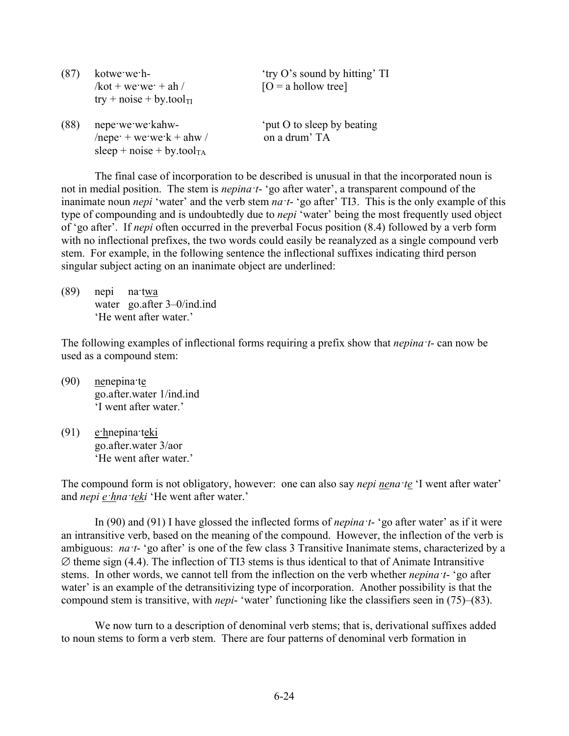(87) kotwe·we·h- 'try O's sound by hitting' TI
/kot + we·we· + ah / [O = a hollow tree]
try + noise + by.tool$_{TI}$

(88) nepe·we·we·kahw- 'put O to sleep by beating on a drum' TA
/nepe· + we·we·k + ahw /
sleep + noise + by.tool$_{TA}$

The final case of incorporation to be described is unusual in that the incorporated noun is not in medial position. The stem is *nepina·t-* 'go after water', a transparent compound of the inanimate noun *nepi* 'water' and the verb stem *na·t-* 'go after' TI3. This is the only example of this type of compounding and is undoubtedly due to *nepi* 'water' being the most frequently used object of 'go after'. If *nepi* often occurred in the preverbal Focus position (8.4) followed by a verb form with no inflectional prefixes, the two words could easily be reanalyzed as a single compound verb stem. For example, in the following sentence the inflectional suffixes indicating third person singular subject acting on an inanimate object are underlined:

(89) nepi na·<u>twa</u>
water go.after 3–0/ind.ind
'He went after water.'

The following examples of inflectional forms requiring a prefix show that *nepina·t-* can now be used as a compound stem:

(90) <u>ne</u>nepina·t<u>e</u>
go.after.water 1/ind.ind
'I went after water.'

(91) <u>e·h</u>nepina·<u>teki</u>
go.after.water 3/aor
'He went after water.'

The compound form is not obligatory, however: one can also say *nepi <u>ne</u>na·t<u>e</u>* 'I went after water' and *nepi <u>e·h</u>na·<u>teki</u>* 'He went after water.'

In (90) and (91) I have glossed the inflected forms of *nepina·t-* 'go after water' as if it were an intransitive verb, based on the meaning of the compound. However, the inflection of the verb is ambiguous: *na·t-* 'go after' is one of the few class 3 Transitive Inanimate stems, characterized by a ∅ theme sign (4.4). The inflection of TI3 stems is thus identical to that of Animate Intransitive stems. In other words, we cannot tell from the inflection on the verb whether *nepina·t-* 'go after water' is an example of the detransitivizing type of incorporation. Another possibility is that the compound stem is transitive, with *nepi-* 'water' functioning like the classifiers seen in (75)–(83).

We now turn to a description of denominal verb stems; that is, derivational suffixes added to noun stems to form a verb stem. There are four patterns of denominal verb formation in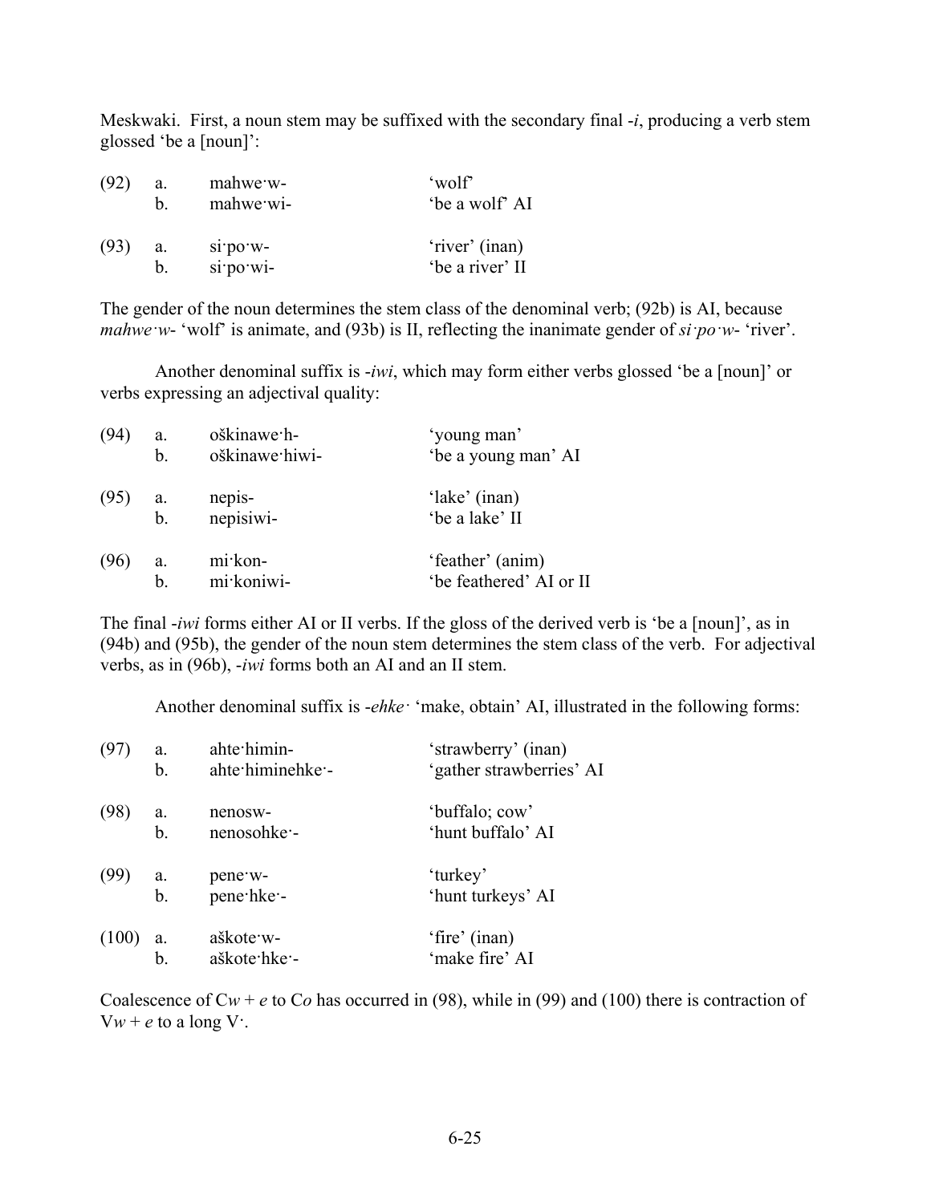Meskwaki. First, a noun stem may be suffixed with the secondary final -*i*, producing a verb stem glossed 'be a [noun]':

| | | | |
|---|---|---|---|
| (92) | a. | mahwe·w- | 'wolf' |
| | b. | mahwe·wi- | 'be a wolf' AI |
| (93) | a. | si·po·w- | 'river' (inan) |
| | b. | si·po·wi- | 'be a river' II |

The gender of the noun determines the stem class of the denominal verb; (92b) is AI, because *mahwe·w*- 'wolf' is animate, and (93b) is II, reflecting the inanimate gender of *si·po·w*- 'river'.

Another denominal suffix is -*iwi*, which may form either verbs glossed 'be a [noun]' or verbs expressing an adjectival quality:

| | | | |
|---|---|---|---|
| (94) | a. | oškinawe·h- | 'young man' |
| | b. | oškinawe·hiwi- | 'be a young man' AI |
| (95) | a. | nepis- | 'lake' (inan) |
| | b. | nepisiwi- | 'be a lake' II |
| (96) | a. | mi·kon- | 'feather' (anim) |
| | b. | mi·koniwi- | 'be feathered' AI or II |

The final -*iwi* forms either AI or II verbs. If the gloss of the derived verb is 'be a [noun]', as in (94b) and (95b), the gender of the noun stem determines the stem class of the verb. For adjectival verbs, as in (96b), -*iwi* forms both an AI and an II stem.

Another denominal suffix is -*ehke·* 'make, obtain' AI, illustrated in the following forms:

| | | | |
|---|---|---|---|
| (97) | a. | ahte·himin- | 'strawberry' (inan) |
| | b. | ahte·himinehke·- | 'gather strawberries' AI |
| (98) | a. | nenosw- | 'buffalo; cow' |
| | b. | nenosohke·- | 'hunt buffalo' AI |
| (99) | a. | pene·w- | 'turkey' |
| | b. | pene·hke·- | 'hunt turkeys' AI |
| (100) | a. | aškote·w- | 'fire' (inan) |
| | b. | aškote·hke·- | 'make fire' AI |

Coalescence of C*w* + *e* to C*o* has occurred in (98), while in (99) and (100) there is contraction of V*w* + *e* to a long V·.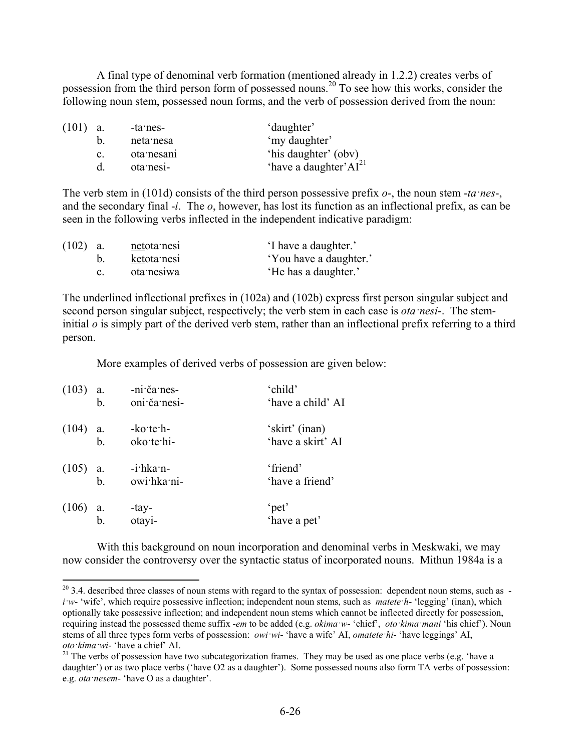A final type of denominal verb formation (mentioned already in 1.2.2) creates verbs of possession from the third person form of possessed nouns.[20] To see how this works, consider the following noun stem, possessed noun forms, and the verb of possession derived from the noun:

| | | | |
|---|---|---|---|
| (101) | a. | -ta·nes- | 'daughter' |
| | b. | neta·nesa | 'my daughter' |
| | c. | ota·nesani | 'his daughter' (obv) |
| | d. | ota·nesi- | 'have a daughter' AI[21] |

The verb stem in (101d) consists of the third person possessive prefix *o*-, the noun stem -*ta·nes*-, and the secondary final -*i*. The *o*, however, has lost its function as an inflectional prefix, as can be seen in the following verbs inflected in the independent indicative paradigm:

| | | | |
|---|---|---|---|
| (102) | a. | <u>net</u>ota·nesi | 'I have a daughter.' |
| | b. | <u>ket</u>ota·nesi | 'You have a daughter.' |
| | c. | ota·nesi<u>wa</u> | 'He has a daughter.' |

The underlined inflectional prefixes in (102a) and (102b) express first person singular subject and second person singular subject, respectively; the verb stem in each case is *ota·nesi*-. The stem-initial *o* is simply part of the derived verb stem, rather than an inflectional prefix referring to a third person.

More examples of derived verbs of possession are given below:

| | | | |
|---|---|---|---|
| (103) | a. | -ni·ča·nes- | 'child' |
| | b. | oni·ča·nesi- | 'have a child' AI |
| (104) | a. | -ko·te·h- | 'skirt' (inan) |
| | b. | oko·te·hi- | 'have a skirt' AI |
| (105) | a. | -i·hka·n- | 'friend' |
| | b. | owi·hka·ni- | 'have a friend' |
| (106) | a. | -tay- | 'pet' |
| | b. | otayi- | 'have a pet' |

With this background on noun incorporation and denominal verbs in Meskwaki, we may now consider the controversy over the syntactic status of incorporated nouns. Mithun 1984a is a

---

[20] 3.4. described three classes of noun stems with regard to the syntax of possession: dependent noun stems, such as -*i·w*- 'wife', which require possessive inflection; independent noun stems, such as *matete·h*- 'legging' (inan), which optionally take possessive inflection; and independent noun stems which cannot be inflected directly for possession, requiring instead the possessed theme suffix -*em* to be added (e.g. *okima·w*- 'chief', *oto·kima·mani* 'his chief'). Noun stems of all three types form verbs of possession: *owi·wi*- 'have a wife' AI, *omatete·hi*- 'have leggings' AI, *oto·kima·wi*- 'have a chief' AI.

[21] The verbs of possession have two subcategorization frames. They may be used as one place verbs (e.g. 'have a daughter') or as two place verbs ('have O2 as a daughter'). Some possessed nouns also form TA verbs of possession: e.g. *ota·nesem*- 'have O as a daughter'.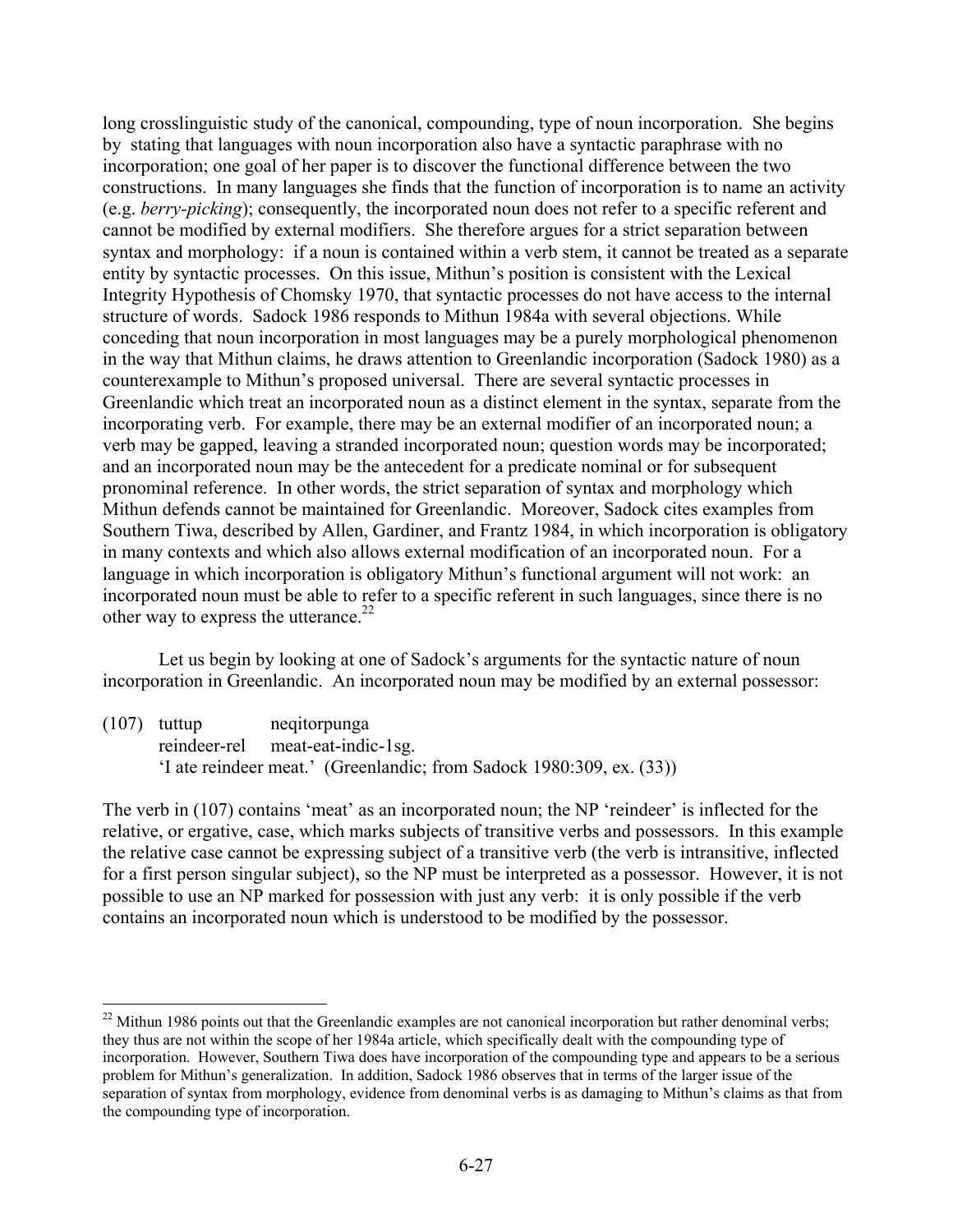long crosslinguistic study of the canonical, compounding, type of noun incorporation. She begins by stating that languages with noun incorporation also have a syntactic paraphrase with no incorporation; one goal of her paper is to discover the functional difference between the two constructions. In many languages she finds that the function of incorporation is to name an activity (e.g. *berry-picking*); consequently, the incorporated noun does not refer to a specific referent and cannot be modified by external modifiers. She therefore argues for a strict separation between syntax and morphology: if a noun is contained within a verb stem, it cannot be treated as a separate entity by syntactic processes. On this issue, Mithun's position is consistent with the Lexical Integrity Hypothesis of Chomsky 1970, that syntactic processes do not have access to the internal structure of words. Sadock 1986 responds to Mithun 1984a with several objections. While conceding that noun incorporation in most languages may be a purely morphological phenomenon in the way that Mithun claims, he draws attention to Greenlandic incorporation (Sadock 1980) as a counterexample to Mithun's proposed universal. There are several syntactic processes in Greenlandic which treat an incorporated noun as a distinct element in the syntax, separate from the incorporating verb. For example, there may be an external modifier of an incorporated noun; a verb may be gapped, leaving a stranded incorporated noun; question words may be incorporated; and an incorporated noun may be the antecedent for a predicate nominal or for subsequent pronominal reference. In other words, the strict separation of syntax and morphology which Mithun defends cannot be maintained for Greenlandic. Moreover, Sadock cites examples from Southern Tiwa, described by Allen, Gardiner, and Frantz 1984, in which incorporation is obligatory in many contexts and which also allows external modification of an incorporated noun. For a language in which incorporation is obligatory Mithun's functional argument will not work: an incorporated noun must be able to refer to a specific referent in such languages, since there is no other way to express the utterance.[22]

Let us begin by looking at one of Sadock's arguments for the syntactic nature of noun incorporation in Greenlandic. An incorporated noun may be modified by an external possessor:

(107) tuttup neqitorpunga
reindeer-rel meat-eat-indic-1sg.
'I ate reindeer meat.' (Greenlandic; from Sadock 1980:309, ex. (33))

The verb in (107) contains 'meat' as an incorporated noun; the NP 'reindeer' is inflected for the relative, or ergative, case, which marks subjects of transitive verbs and possessors. In this example the relative case cannot be expressing subject of a transitive verb (the verb is intransitive, inflected for a first person singular subject), so the NP must be interpreted as a possessor. However, it is not possible to use an NP marked for possession with just any verb: it is only possible if the verb contains an incorporated noun which is understood to be modified by the possessor.

[22] Mithun 1986 points out that the Greenlandic examples are not canonical incorporation but rather denominal verbs; they thus are not within the scope of her 1984a article, which specifically dealt with the compounding type of incorporation. However, Southern Tiwa does have incorporation of the compounding type and appears to be a serious problem for Mithun's generalization. In addition, Sadock 1986 observes that in terms of the larger issue of the separation of syntax from morphology, evidence from denominal verbs is as damaging to Mithun's claims as that from the compounding type of incorporation.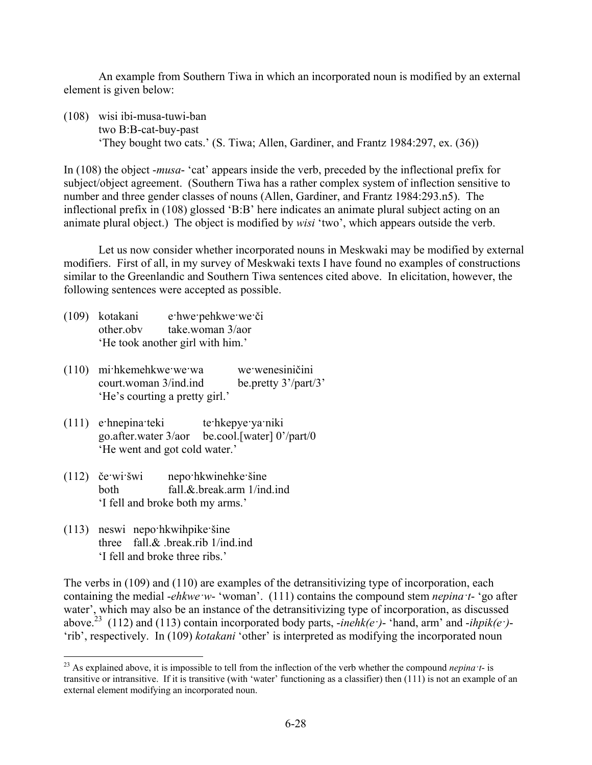An example from Southern Tiwa in which an incorporated noun is modified by an external element is given below:

(108) wisi ibi-musa-tuwi-ban
      two B:B-cat-buy-past
      'They bought two cats.' (S. Tiwa; Allen, Gardiner, and Frantz 1984:297, ex. (36))

In (108) the object -*musa*- 'cat' appears inside the verb, preceded by the inflectional prefix for subject/object agreement. (Southern Tiwa has a rather complex system of inflection sensitive to number and three gender classes of nouns (Allen, Gardiner, and Frantz 1984:293.n5). The inflectional prefix in (108) glossed 'B:B' here indicates an animate plural subject acting on an animate plural object.) The object is modified by *wisi* 'two', which appears outside the verb.

Let us now consider whether incorporated nouns in Meskwaki may be modified by external modifiers. First of all, in my survey of Meskwaki texts I have found no examples of constructions similar to the Greenlandic and Southern Tiwa sentences cited above. In elicitation, however, the following sentences were accepted as possible.

(109) kotakani e·hwe·pehkwe·we·či
      other.obv take.woman 3/aor
      'He took another girl with him.'

(110) mi·hkemehkwe·we·wa we·wenesiničini
      court.woman 3/ind.ind be.pretty 3'/part/3'
      'He's courting a pretty girl.'

(111) e·hnepina·teki te·hkepye·ya·niki
      go.after.water 3/aor be.cool.[water] 0'/part/0
      'He went and got cold water.'

(112) če·wi·šwi nepo·hkwinehke·šine
      both fall.&.break.arm 1/ind.ind
      'I fell and broke both my arms.'

(113) neswi nepo·hkwihpike·šine
      three fall.& .break.rib 1/ind.ind
      'I fell and broke three ribs.'

The verbs in (109) and (110) are examples of the detransitivizing type of incorporation, each containing the medial -*ehkwe·w*- 'woman'. (111) contains the compound stem *nepina·t*- 'go after water', which may also be an instance of the detransitivizing type of incorporation, as discussed above.[23] (112) and (113) contain incorporated body parts, -*inehk(e·)*- 'hand, arm' and -*ihpik(e·)*- 'rib', respectively. In (109) *kotakani* 'other' is interpreted as modifying the incorporated noun

[23] As explained above, it is impossible to tell from the inflection of the verb whether the compound *nepina·t*- is transitive or intransitive. If it is transitive (with 'water' functioning as a classifier) then (111) is not an example of an external element modifying an incorporated noun.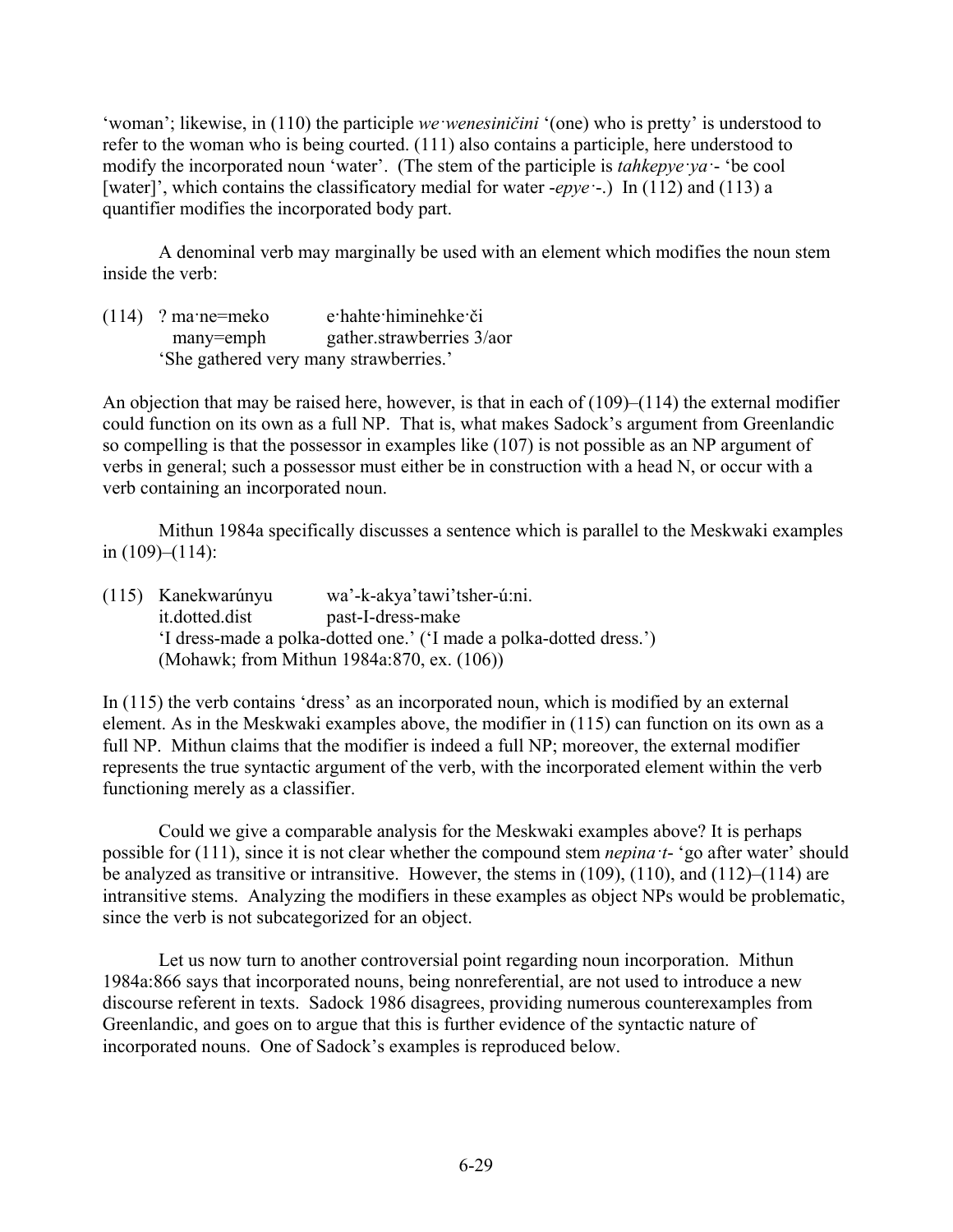'woman'; likewise, in (110) the participle *we·wenesiničini* '(one) who is pretty' is understood to refer to the woman who is being courted. (111) also contains a participle, here understood to modify the incorporated noun 'water'. (The stem of the participle is *tahkepye·ya·*- 'be cool [water]', which contains the classificatory medial for water -*epye·*-.) In (112) and (113) a quantifier modifies the incorporated body part.

A denominal verb may marginally be used with an element which modifies the noun stem inside the verb:

(114) ? ma·ne=meko e·hahte·himinehke·či
  many=emph gather.strawberries 3/aor
  'She gathered very many strawberries.'

An objection that may be raised here, however, is that in each of (109)–(114) the external modifier could function on its own as a full NP. That is, what makes Sadock's argument from Greenlandic so compelling is that the possessor in examples like (107) is not possible as an NP argument of verbs in general; such a possessor must either be in construction with a head N, or occur with a verb containing an incorporated noun.

Mithun 1984a specifically discusses a sentence which is parallel to the Meskwaki examples in (109)–(114):

(115) Kanekwarúnyu wa'-k-akya'tawi'tsher-ú:ni.
  it.dotted.dist past-I-dress-make
  'I dress-made a polka-dotted one.' ('I made a polka-dotted dress.')
  (Mohawk; from Mithun 1984a:870, ex. (106))

In (115) the verb contains 'dress' as an incorporated noun, which is modified by an external element. As in the Meskwaki examples above, the modifier in (115) can function on its own as a full NP. Mithun claims that the modifier is indeed a full NP; moreover, the external modifier represents the true syntactic argument of the verb, with the incorporated element within the verb functioning merely as a classifier.

Could we give a comparable analysis for the Meskwaki examples above? It is perhaps possible for (111), since it is not clear whether the compound stem *nepina·t*- 'go after water' should be analyzed as transitive or intransitive. However, the stems in (109), (110), and (112)–(114) are intransitive stems. Analyzing the modifiers in these examples as object NPs would be problematic, since the verb is not subcategorized for an object.

Let us now turn to another controversial point regarding noun incorporation. Mithun 1984a:866 says that incorporated nouns, being nonreferential, are not used to introduce a new discourse referent in texts. Sadock 1986 disagrees, providing numerous counterexamples from Greenlandic, and goes on to argue that this is further evidence of the syntactic nature of incorporated nouns. One of Sadock's examples is reproduced below.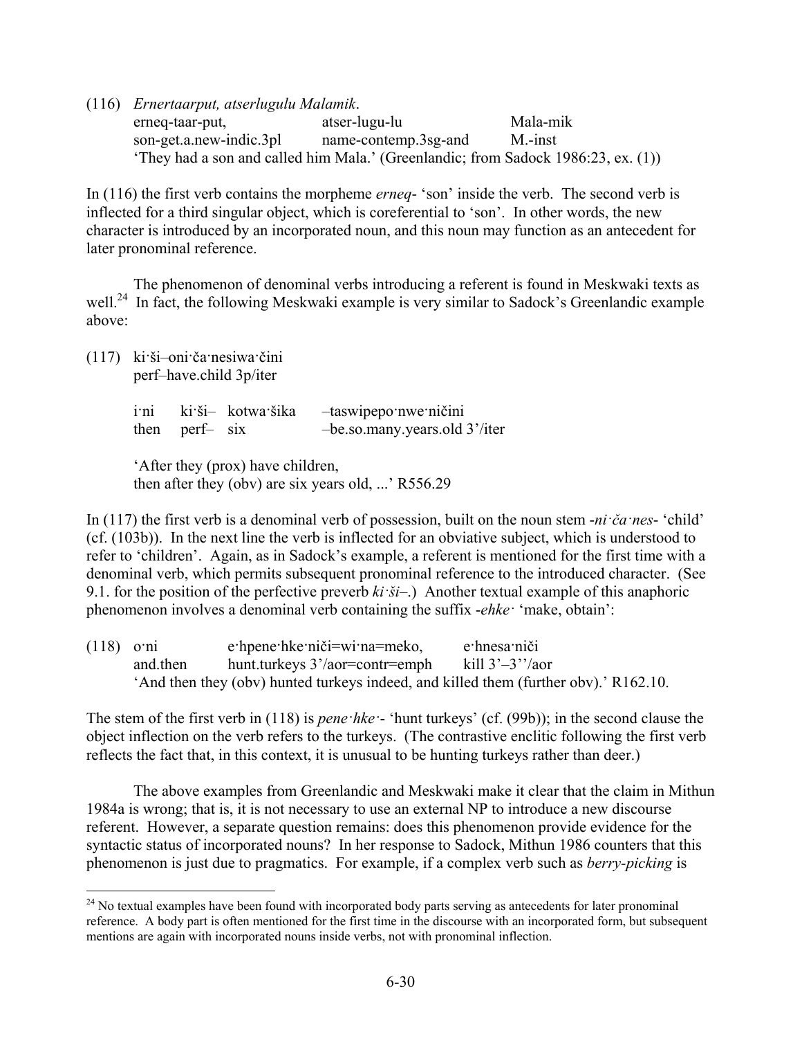(116) *Ernertaarput, atserlugulu Malamik.*

|  |  |  |
|---|---|---|
| erneq-taar-put, | atser-lugu-lu | Mala-mik |
| son-get.a.new-indic.3pl | name-contemp.3sg-and | M.-inst |

'They had a son and called him Mala.' (Greenlandic; from Sadock 1986:23, ex. (1))

In (116) the first verb contains the morpheme *erneq*- 'son' inside the verb. The second verb is inflected for a third singular object, which is coreferential to 'son'. In other words, the new character is introduced by an incorporated noun, and this noun may function as an antecedent for later pronominal reference.

The phenomenon of denominal verbs introducing a referent is found in Meskwaki texts as well.[24] In fact, the following Meskwaki example is very similar to Sadock's Greenlandic example above:

(117) ki·ši–oni·ča·nesiwa·čini
perf–have.child 3p/iter

|  |  |  |  |
|---|---|---|---|
| i·ni | ki·ši– | kotwa·šika | –taswipepo·nwe·ničini |
| then | perf– | six | –be.so.many.years.old 3'/iter |

'After they (prox) have children,
then after they (obv) are six years old, ...' R556.29

In (117) the first verb is a denominal verb of possession, built on the noun stem *-ni·ča·nes-* 'child' (cf. (103b)). In the next line the verb is inflected for an obviative subject, which is understood to refer to 'children'. Again, as in Sadock's example, a referent is mentioned for the first time with a denominal verb, which permits subsequent pronominal reference to the introduced character. (See 9.1. for the position of the perfective preverb *ki·ši–*.) Another textual example of this anaphoric phenomenon involves a denominal verb containing the suffix *-ehke·* 'make, obtain':

(118)

|  |  |  |
|---|---|---|
| o·ni | e·hpene·hke·niči=wi·na=meko, | e·hnesa·niči |
| and.then | hunt.turkeys 3'/aor=contr=emph | kill 3'–3''/aor |

'And then they (obv) hunted turkeys indeed, and killed them (further obv).' R162.10.

The stem of the first verb in (118) is *pene·hke·*- 'hunt turkeys' (cf. (99b)); in the second clause the object inflection on the verb refers to the turkeys. (The contrastive enclitic following the first verb reflects the fact that, in this context, it is unusual to be hunting turkeys rather than deer.)

The above examples from Greenlandic and Meskwaki make it clear that the claim in Mithun 1984a is wrong; that is, it is not necessary to use an external NP to introduce a new discourse referent. However, a separate question remains: does this phenomenon provide evidence for the syntactic status of incorporated nouns? In her response to Sadock, Mithun 1986 counters that this phenomenon is just due to pragmatics. For example, if a complex verb such as *berry-picking* is

[24] No textual examples have been found with incorporated body parts serving as antecedents for later pronominal reference. A body part is often mentioned for the first time in the discourse with an incorporated form, but subsequent mentions are again with incorporated nouns inside verbs, not with pronominal inflection.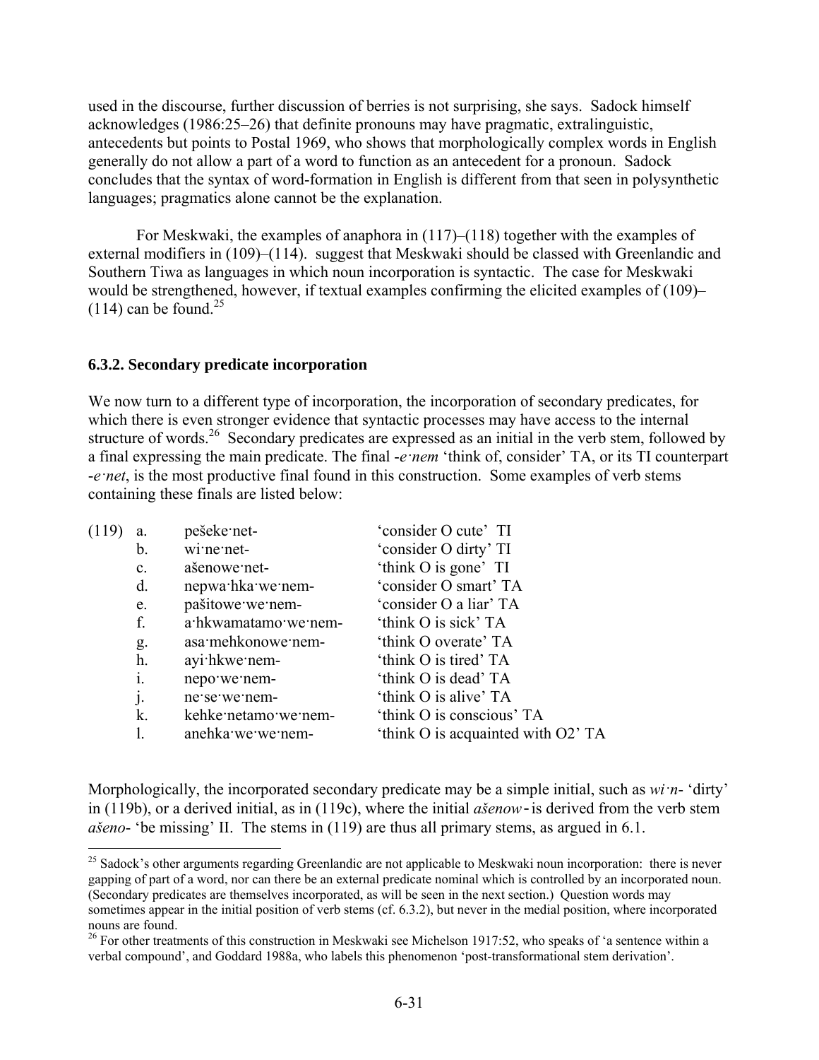used in the discourse, further discussion of berries is not surprising, she says. Sadock himself acknowledges (1986:25–26) that definite pronouns may have pragmatic, extralinguistic, antecedents but points to Postal 1969, who shows that morphologically complex words in English generally do not allow a part of a word to function as an antecedent for a pronoun. Sadock concludes that the syntax of word-formation in English is different from that seen in polysynthetic languages; pragmatics alone cannot be the explanation.

For Meskwaki, the examples of anaphora in (117)–(118) together with the examples of external modifiers in (109)–(114). suggest that Meskwaki should be classed with Greenlandic and Southern Tiwa as languages in which noun incorporation is syntactic. The case for Meskwaki would be strengthened, however, if textual examples confirming the elicited examples of (109)–(114) can be found.[25]

### 6.3.2. Secondary predicate incorporation

We now turn to a different type of incorporation, the incorporation of secondary predicates, for which there is even stronger evidence that syntactic processes may have access to the internal structure of words.[26] Secondary predicates are expressed as an initial in the verb stem, followed by a final expressing the main predicate. The final *-e·nem* 'think of, consider' TA, or its TI counterpart *-e·net*, is the most productive final found in this construction. Some examples of verb stems containing these finals are listed below:

| | | | |
|---|---|---|---|
| (119) | a. | pešeke·net- | 'consider O cute' TI |
| | b. | wi·ne·net- | 'consider O dirty' TI |
| | c. | ašenowe·net- | 'think O is gone' TI |
| | d. | nepwa·hka·we·nem- | 'consider O smart' TA |
| | e. | pašitowe·we·nem- | 'consider O a liar' TA |
| | f. | a·hkwamatamo·we·nem- | 'think O is sick' TA |
| | g. | asa·mehkonowe·nem- | 'think O overate' TA |
| | h. | ayi·hkwe·nem- | 'think O is tired' TA |
| | i. | nepo·we·nem- | 'think O is dead' TA |
| | j. | ne·se·we·nem- | 'think O is alive' TA |
| | k. | kehke·netamo·we·nem- | 'think O is conscious' TA |
| | l. | anehka·we·we·nem- | 'think O is acquainted with O2' TA |

Morphologically, the incorporated secondary predicate may be a simple initial, such as *wi·n-* 'dirty' in (119b), or a derived initial, as in (119c), where the initial *ašenow-* is derived from the verb stem *ašeno-* 'be missing' II. The stems in (119) are thus all primary stems, as argued in 6.1.

---

[25] Sadock's other arguments regarding Greenlandic are not applicable to Meskwaki noun incorporation: there is never gapping of part of a word, nor can there be an external predicate nominal which is controlled by an incorporated noun. (Secondary predicates are themselves incorporated, as will be seen in the next section.) Question words may sometimes appear in the initial position of verb stems (cf. 6.3.2), but never in the medial position, where incorporated nouns are found.

[26] For other treatments of this construction in Meskwaki see Michelson 1917:52, who speaks of 'a sentence within a verbal compound', and Goddard 1988a, who labels this phenomenon 'post-transformational stem derivation'.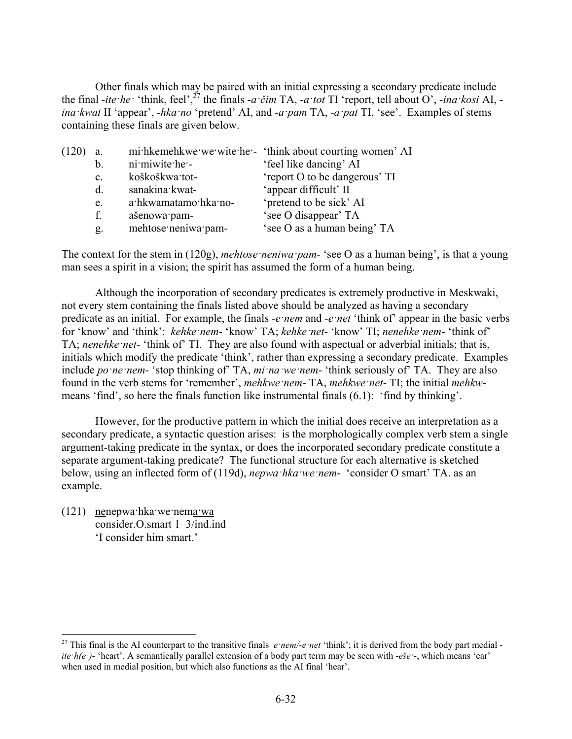Other finals which may be paired with an initial expressing a secondary predicate include the final -*ite·he·* 'think, feel',[27] the finals -*a·čim* TA, -*a·tot* TI 'report, tell about O', -*ina·kosi* AI, -*ina·kwat* II 'appear', -*hka·no* 'pretend' AI, and -*a·pam* TA, -*a·pat* TI, 'see'. Examples of stems containing these finals are given below.

(120) a. mi·hkemehkwe·we·wite·he·- 'think about courting women' AI
b. ni·miwite·he·- 'feel like dancing' AI
c. koškoškwa·tot- 'report O to be dangerous' TI
d. sanakina·kwat- 'appear difficult' II
e. a·hkwamatamo·hka·no- 'pretend to be sick' AI
f. ašenowa·pam- 'see O disappear' TA
g. mehtose·neniwa·pam- 'see O as a human being' TA

The context for the stem in (120g), *mehtose·neniwa·pam*- 'see O as a human being', is that a young man sees a spirit in a vision; the spirit has assumed the form of a human being.

Although the incorporation of secondary predicates is extremely productive in Meskwaki, not every stem containing the finals listed above should be analyzed as having a secondary predicate as an initial. For example, the finals -*e·nem* and -*e·net* 'think of' appear in the basic verbs for 'know' and 'think': *kehke·nem*- 'know' TA; *kehke·net*- 'know' TI; *nenehke·nem*- 'think of' TA; *nenehke·net*- 'think of' TI. They are also found with aspectual or adverbial initials; that is, initials which modify the predicate 'think', rather than expressing a secondary predicate. Examples include *po·ne·nem*- 'stop thinking of' TA, *mi·na·we·nem*- 'think seriously of' TA. They are also found in the verb stems for 'remember', *mehkwe·nem*- TA, *mehkwe·net*- TI; the initial *mehkw*- means 'find', so here the finals function like instrumental finals (6.1): 'find by thinking'.

However, for the productive pattern in which the initial does receive an interpretation as a secondary predicate, a syntactic question arises: is the morphologically complex verb stem a single argument-taking predicate in the syntax, or does the incorporated secondary predicate constitute a separate argument-taking predicate? The functional structure for each alternative is sketched below, using an inflected form of (119d), *nepwa·hka·we·nem*- 'consider O smart' TA. as an example.

(121) <u>ne</u>nepwa·hka·we·nem<u>a·wa</u>
consider.O.smart 1–3/ind.ind
'I consider him smart.'

[27] This final is the AI counterpart to the transitive finals *e·nem/-e·net* 'think'; it is derived from the body part medial -*ite·h(e·)*- 'heart'. A semantically parallel extension of a body part term may be seen with -*eše·*-, which means 'ear' when used in medial position, but which also functions as the AI final 'hear'.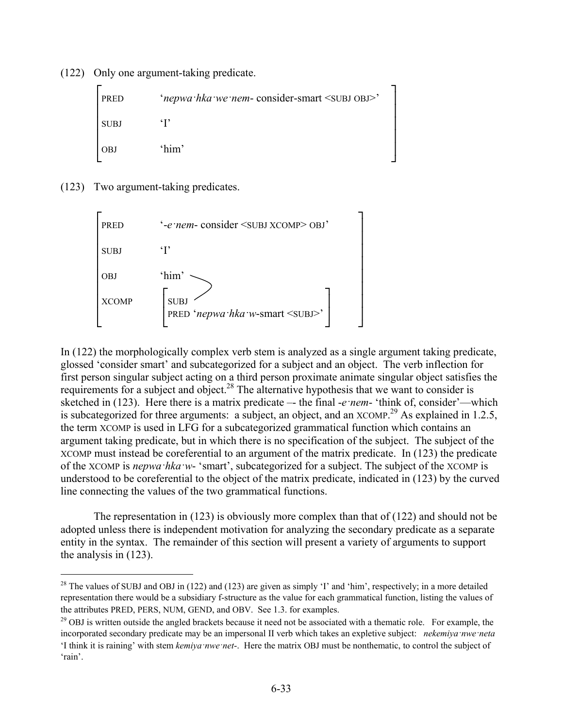(122) Only one argument-taking predicate.

```
┌                                                                  ┐
│ PRED     'nepwa·hka·we·nem- consider-smart <SUBJ OBJ>'            │
│                                                                  │
│ SUBJ     'I'                                                      │
│                                                                  │
│ OBJ      'him'                                                    │
└                                                                  ┘
```

(123) Two argument-taking predicates.

```
┌                                                                  ┐
│ PRED     '-e·nem- consider <SUBJ XCOMP> OBJ'                      │
│                                                                  │
│ SUBJ     'I'                                                      │
│                                                                  │
│ OBJ      'him'  ─┐                                                │
│                  │                                                │
│ XCOMP    ┌ SUBJ ─┘                              ┐                 │
│          │ PRED 'nepwa·hka·w-smart <SUBJ>'      │                 │
│          └                                      ┘                 │
└                                                                  ┘
```

In (122) the morphologically complex verb stem is analyzed as a single argument taking predicate, glossed 'consider smart' and subcategorized for a subject and an object. The verb inflection for first person singular subject acting on a third person proximate animate singular object satisfies the requirements for a subject and object.[28] The alternative hypothesis that we want to consider is sketched in (123). Here there is a matrix predicate –- the final *-e·nem-* 'think of, consider'—which is subcategorized for three arguments: a subject, an object, and an XCOMP.[29] As explained in 1.2.5, the term XCOMP is used in LFG for a subcategorized grammatical function which contains an argument taking predicate, but in which there is no specification of the subject. The subject of the XCOMP must instead be coreferential to an argument of the matrix predicate. In (123) the predicate of the XCOMP is *nepwa·hka·w-* 'smart', subcategorized for a subject. The subject of the XCOMP is understood to be coreferential to the object of the matrix predicate, indicated in (123) by the curved line connecting the values of the two grammatical functions.

The representation in (123) is obviously more complex than that of (122) and should not be adopted unless there is independent motivation for analyzing the secondary predicate as a separate entity in the syntax. The remainder of this section will present a variety of arguments to support the analysis in (123).

---

[28] The values of SUBJ and OBJ in (122) and (123) are given as simply 'I' and 'him', respectively; in a more detailed representation there would be a subsidiary f-structure as the value for each grammatical function, listing the values of the attributes PRED, PERS, NUM, GEND, and OBV. See 1.3. for examples.

[29] OBJ is written outside the angled brackets because it need not be associated with a thematic role. For example, the incorporated secondary predicate may be an impersonal II verb which takes an expletive subject: *nekemiya·nwe·neta* 'I think it is raining' with stem *kemiya·nwe·net-*. Here the matrix OBJ must be nonthematic, to control the subject of 'rain'.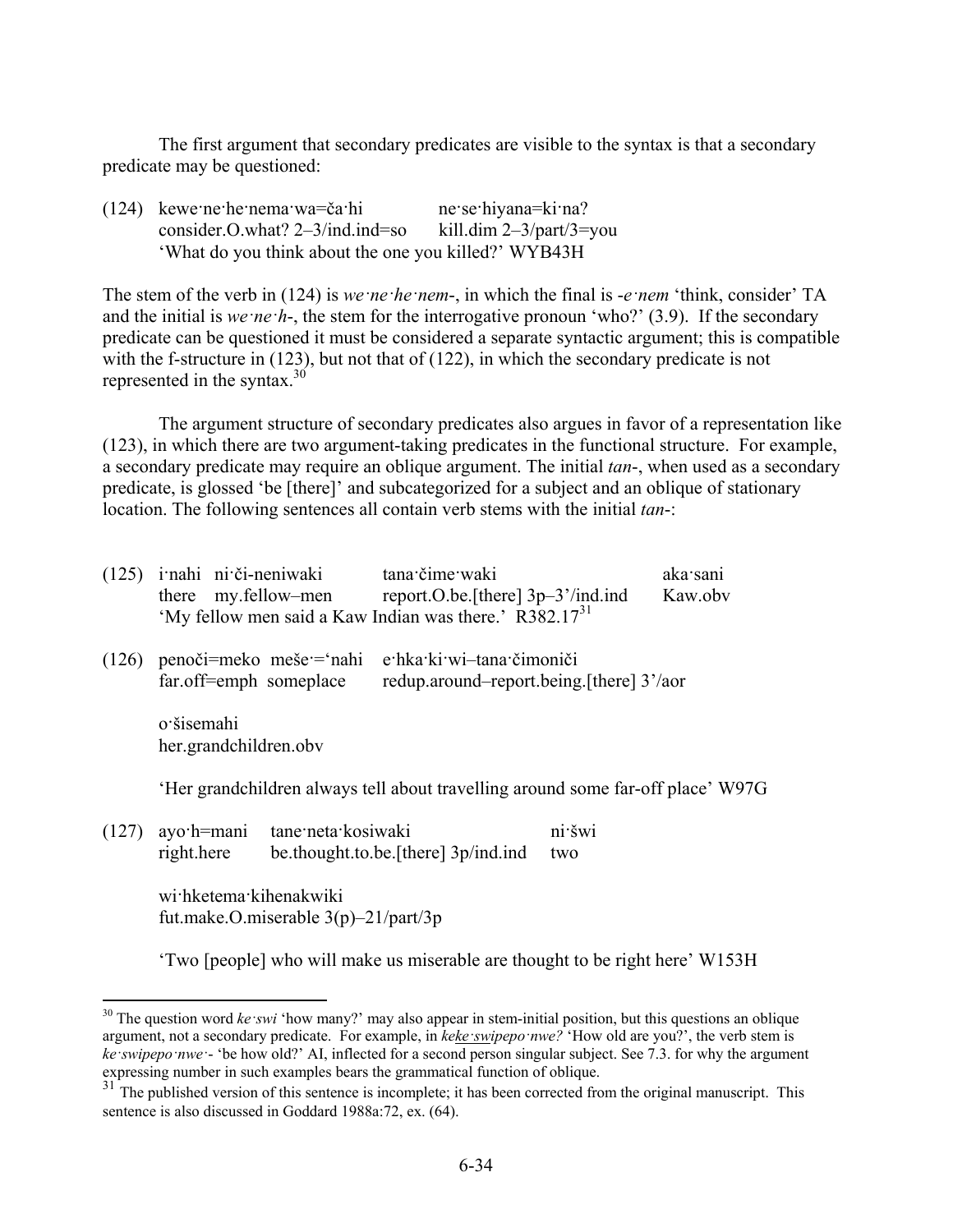The first argument that secondary predicates are visible to the syntax is that a secondary predicate may be questioned:

(124) kewe·ne·he·nema·wa=ča·hi      ne·se·hiyana=ki·na?
      consider.O.what? 2–3/ind.ind=so    kill.dim 2–3/part/3=you
      'What do you think about the one you killed?' WYB43H

The stem of the verb in (124) is *we·ne·he·nem*-, in which the final is *-e·nem* 'think, consider' TA and the initial is *we·ne·h*-, the stem for the interrogative pronoun 'who?' (3.9). If the secondary predicate can be questioned it must be considered a separate syntactic argument; this is compatible with the f-structure in (123), but not that of (122), in which the secondary predicate is not represented in the syntax.[30]

The argument structure of secondary predicates also argues in favor of a representation like (123), in which there are two argument-taking predicates in the functional structure. For example, a secondary predicate may require an oblique argument. The initial *tan*-, when used as a secondary predicate, is glossed 'be [there]' and subcategorized for a subject and an oblique of stationary location. The following sentences all contain verb stems with the initial *tan*-:

(125) i·nahi  ni·či-neniwaki    tana·čime·waki                  aka·sani
      there  my.fellow–men    report.O.be.[there] 3p–3'/ind.ind   Kaw.obv
      'My fellow men said a Kaw Indian was there.' R382.17[31]

(126) penoči=meko  meše·='nahi  e·hka·ki·wi–tana·čimoniči
      far.off=emph  someplace   redup.around–report.being.[there] 3'/aor

      o·šisemahi
      her.grandchildren.obv

      'Her grandchildren always tell about travelling around some far-off place' W97G

(127) ayo·h=mani  tane·neta·kosiwaki                 ni·šwi
      right.here   be.thought.to.be.[there] 3p/ind.ind   two

      wi·hketema·kihenakwiki
      fut.make.O.miserable 3(p)–21/part/3p

      'Two [people] who will make us miserable are thought to be right here' W153H

---

[30] The question word *ke·swi* 'how many?' may also appear in stem-initial position, but this questions an oblique argument, not a secondary predicate. For example, in *ke<u>ke·swi</u>pepo·nwe?* 'How old are you?', the verb stem is *ke·swipepo·nwe·*- 'be how old?' AI, inflected for a second person singular subject. See 7.3. for why the argument expressing number in such examples bears the grammatical function of oblique.

[31] The published version of this sentence is incomplete; it has been corrected from the original manuscript. This sentence is also discussed in Goddard 1988a:72, ex. (64).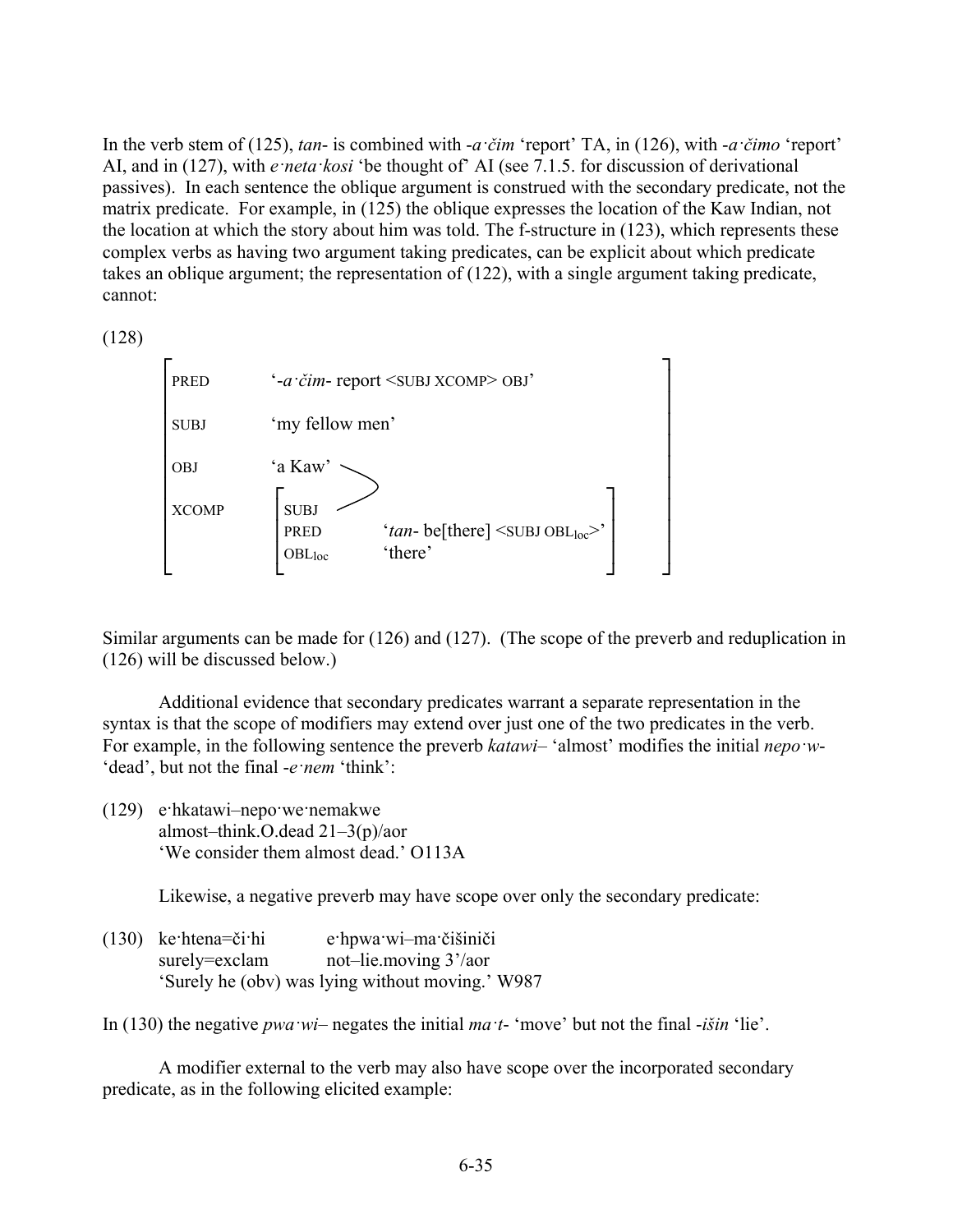In the verb stem of (125), *tan-* is combined with *-a·čim* 'report' TA, in (126), with *-a·čimo* 'report' AI, and in (127), with *e·neta·kosi* 'be thought of' AI (see 7.1.5. for discussion of derivational passives). In each sentence the oblique argument is construed with the secondary predicate, not the matrix predicate. For example, in (125) the oblique expresses the location of the Kaw Indian, not the location at which the story about him was told. The f-structure in (123), which represents these complex verbs as having two argument taking predicates, can be explicit about which predicate takes an oblique argument; the representation of (122), with a single argument taking predicate, cannot:

(128)

```
┌                                                                    ┐
│ PRED      '-a·čim- report <SUBJ XCOMP> OBJ'                        │
│                                                                    │
│ SUBJ      'my fellow men'                                          │
│                                                                    │
│ OBJ       'a Kaw' ─┐                                               │
│                    │                                               │
│ XCOMP     ┌        │                                          ┐    │
│           │ SUBJ ──┘                                          │    │
│           │ PRED      'tan- be[there] <SUBJ OBL_loc>'         │    │
│           │ OBL_loc   'there'                                 │    │
│           └                                                   ┘    │
└                                                                    ┘
```

Similar arguments can be made for (126) and (127). (The scope of the preverb and reduplication in (126) will be discussed below.)

Additional evidence that secondary predicates warrant a separate representation in the syntax is that the scope of modifiers may extend over just one of the two predicates in the verb. For example, in the following sentence the preverb *katawi–* 'almost' modifies the initial *nepo·w-* 'dead', but not the final *-e·nem* 'think':

(129) e·hkatawi–nepo·we·nemakwe
almost–think.O.dead 21–3(p)/aor
'We consider them almost dead.' O113A

Likewise, a negative preverb may have scope over only the secondary predicate:

(130) ke·htena=či·hi e·hpwa·wi–ma·čišiniči
surely=exclam not–lie.moving 3'/aor
'Surely he (obv) was lying without moving.' W987

In (130) the negative *pwa·wi–* negates the initial *ma·t-* 'move' but not the final *-išin* 'lie'.

A modifier external to the verb may also have scope over the incorporated secondary predicate, as in the following elicited example: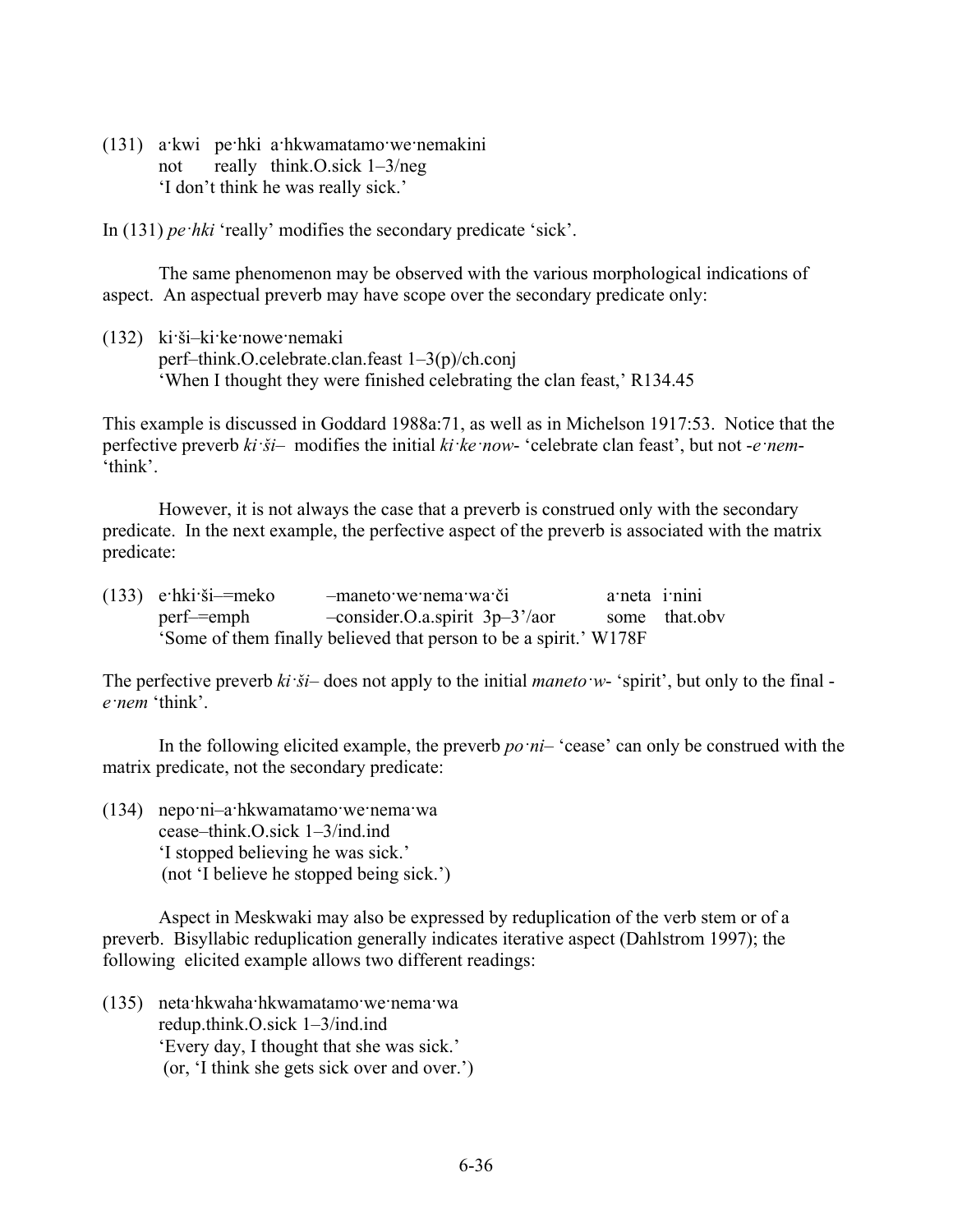(131) a·kwi pe·hki a·hkwamatamo·we·nemakini
 not really think.O.sick 1–3/neg
 'I don't think he was really sick.'

In (131) *pe·hki* 'really' modifies the secondary predicate 'sick'.

The same phenomenon may be observed with the various morphological indications of aspect. An aspectual preverb may have scope over the secondary predicate only:

(132) ki·ši–ki·ke·nowe·nemaki
 perf–think.O.celebrate.clan.feast 1–3(p)/ch.conj
 'When I thought they were finished celebrating the clan feast,' R134.45

This example is discussed in Goddard 1988a:71, as well as in Michelson 1917:53. Notice that the perfective preverb *ki·ši–* modifies the initial *ki·ke·now-* 'celebrate clan feast', but not *-e·nem-* 'think'.

However, it is not always the case that a preverb is construed only with the secondary predicate. In the next example, the perfective aspect of the preverb is associated with the matrix predicate:

(133) e·hki·ši–=meko –maneto·we·nema·wa·či a·neta i·nini
 perf–=emph –consider.O.a.spirit 3p–3'/aor some that.obv
 'Some of them finally believed that person to be a spirit.' W178F

The perfective preverb *ki·ši–* does not apply to the initial *maneto·w-* 'spirit', but only to the final *-e·nem* 'think'.

In the following elicited example, the preverb *po·ni–* 'cease' can only be construed with the matrix predicate, not the secondary predicate:

(134) nepo·ni–a·hkwamatamo·we·nema·wa
 cease–think.O.sick 1–3/ind.ind
 'I stopped believing he was sick.'
 (not 'I believe he stopped being sick.')

Aspect in Meskwaki may also be expressed by reduplication of the verb stem or of a preverb. Bisyllabic reduplication generally indicates iterative aspect (Dahlstrom 1997); the following elicited example allows two different readings:

(135) neta·hkwaha·hkwamatamo·we·nema·wa
 redup.think.O.sick 1–3/ind.ind
 'Every day, I thought that she was sick.'
 (or, 'I think she gets sick over and over.')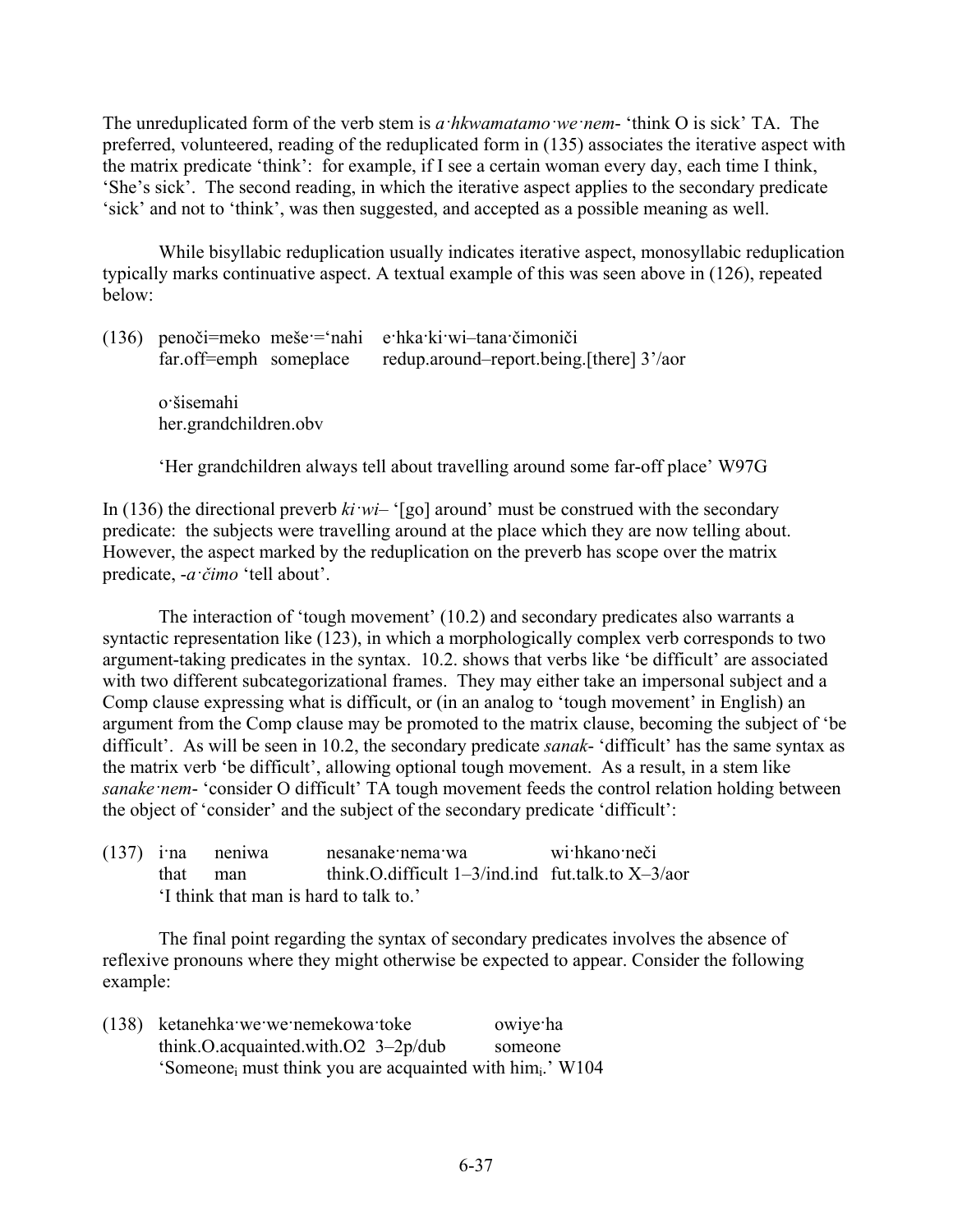The unreduplicated form of the verb stem is *a·hkwamatamo·we·nem-* 'think O is sick' TA. The preferred, volunteered, reading of the reduplicated form in (135) associates the iterative aspect with the matrix predicate 'think': for example, if I see a certain woman every day, each time I think, 'She's sick'. The second reading, in which the iterative aspect applies to the secondary predicate 'sick' and not to 'think', was then suggested, and accepted as a possible meaning as well.

While bisyllabic reduplication usually indicates iterative aspect, monosyllabic reduplication typically marks continuative aspect. A textual example of this was seen above in (126), repeated below:

(136) penoči=meko meše·='nahi e·hka·ki·wi–tana·čimoniči
far.off=emph someplace redup.around–report.being.[there] 3'/aor

o·šisemahi
her.grandchildren.obv

'Her grandchildren always tell about travelling around some far-off place' W97G

In (136) the directional preverb *ki·wi–* '[go] around' must be construed with the secondary predicate: the subjects were travelling around at the place which they are now telling about. However, the aspect marked by the reduplication on the preverb has scope over the matrix predicate, *-a·čimo* 'tell about'.

The interaction of 'tough movement' (10.2) and secondary predicates also warrants a syntactic representation like (123), in which a morphologically complex verb corresponds to two argument-taking predicates in the syntax. 10.2. shows that verbs like 'be difficult' are associated with two different subcategorizational frames. They may either take an impersonal subject and a Comp clause expressing what is difficult, or (in an analog to 'tough movement' in English) an argument from the Comp clause may be promoted to the matrix clause, becoming the subject of 'be difficult'. As will be seen in 10.2, the secondary predicate *sanak-* 'difficult' has the same syntax as the matrix verb 'be difficult', allowing optional tough movement. As a result, in a stem like *sanake·nem-* 'consider O difficult' TA tough movement feeds the control relation holding between the object of 'consider' and the subject of the secondary predicate 'difficult':

(137) i·na neniwa nesanake·nema·wa wi·hkano·neči
that man think.O.difficult 1–3/ind.ind fut.talk.to X–3/aor
'I think that man is hard to talk to.'

The final point regarding the syntax of secondary predicates involves the absence of reflexive pronouns where they might otherwise be expected to appear. Consider the following example:

(138) ketanehka·we·we·nemekowa·toke owiye·ha
think.O.acquainted.with.O2 3–2p/dub someone
'Someone$_i$ must think you are acquainted with him$_i$.' W104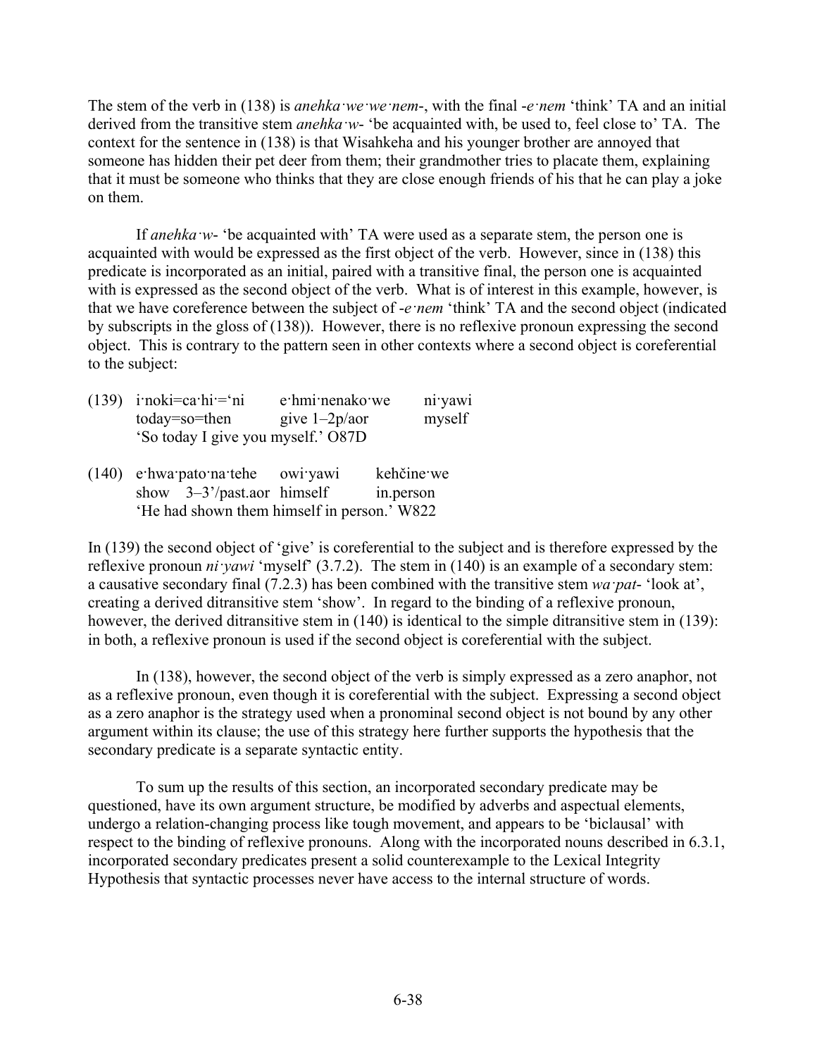The stem of the verb in (138) is *anehka·we·we·nem-*, with the final *-e·nem* 'think' TA and an initial derived from the transitive stem *anehka·w-* 'be acquainted with, be used to, feel close to' TA. The context for the sentence in (138) is that Wisahkeha and his younger brother are annoyed that someone has hidden their pet deer from them; their grandmother tries to placate them, explaining that it must be someone who thinks that they are close enough friends of his that he can play a joke on them.

If *anehka·w-* 'be acquainted with' TA were used as a separate stem, the person one is acquainted with would be expressed as the first object of the verb. However, since in (138) this predicate is incorporated as an initial, paired with a transitive final, the person one is acquainted with is expressed as the second object of the verb. What is of interest in this example, however, is that we have coreference between the subject of *-e·nem* 'think' TA and the second object (indicated by subscripts in the gloss of (138)). However, there is no reflexive pronoun expressing the second object. This is contrary to the pattern seen in other contexts where a second object is coreferential to the subject:

(139) i·noki=ca·hi·='ni e·hmi·nenako·we ni·yawi
today=so=then give 1–2p/aor myself
'So today I give you myself.' O87D

(140) e·hwa·pato·na·tehe owi·yawi kehčine·we
show 3–3'/past.aor himself in.person
'He had shown them himself in person.' W822

In (139) the second object of 'give' is coreferential to the subject and is therefore expressed by the reflexive pronoun *ni·yawi* 'myself' (3.7.2). The stem in (140) is an example of a secondary stem: a causative secondary final (7.2.3) has been combined with the transitive stem *wa·pat-* 'look at', creating a derived ditransitive stem 'show'. In regard to the binding of a reflexive pronoun, however, the derived ditransitive stem in (140) is identical to the simple ditransitive stem in (139): in both, a reflexive pronoun is used if the second object is coreferential with the subject.

In (138), however, the second object of the verb is simply expressed as a zero anaphor, not as a reflexive pronoun, even though it is coreferential with the subject. Expressing a second object as a zero anaphor is the strategy used when a pronominal second object is not bound by any other argument within its clause; the use of this strategy here further supports the hypothesis that the secondary predicate is a separate syntactic entity.

To sum up the results of this section, an incorporated secondary predicate may be questioned, have its own argument structure, be modified by adverbs and aspectual elements, undergo a relation-changing process like tough movement, and appears to be 'biclausal' with respect to the binding of reflexive pronouns. Along with the incorporated nouns described in 6.3.1, incorporated secondary predicates present a solid counterexample to the Lexical Integrity Hypothesis that syntactic processes never have access to the internal structure of words.